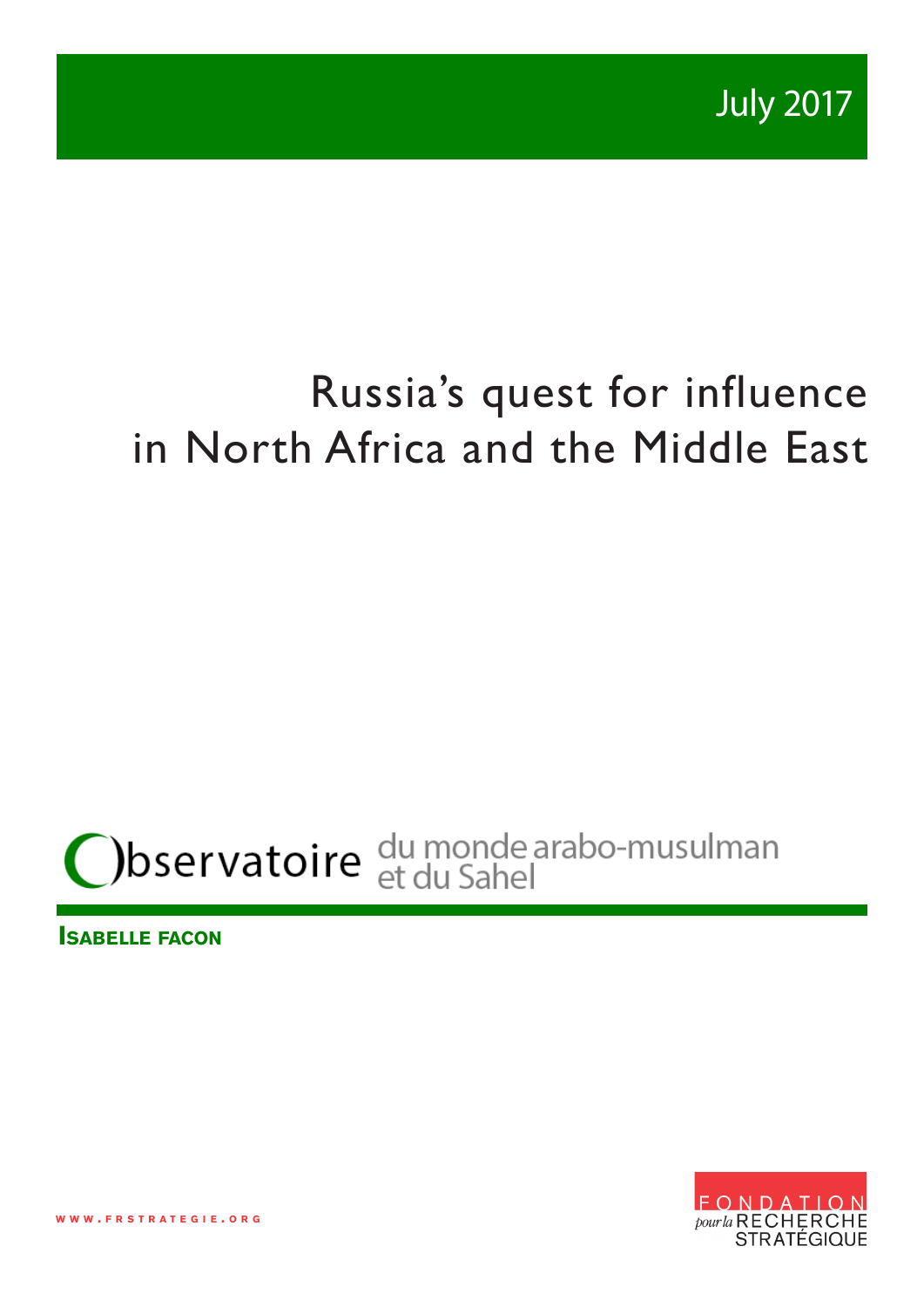July 2017

# Russia's quest for influence in North Africa and the Middle East

Observatoire du monde arabo-musulman et du Sahel

**Isabelle Facon**

www.frstrategie.org

Fondation pour la Recherche Stratégique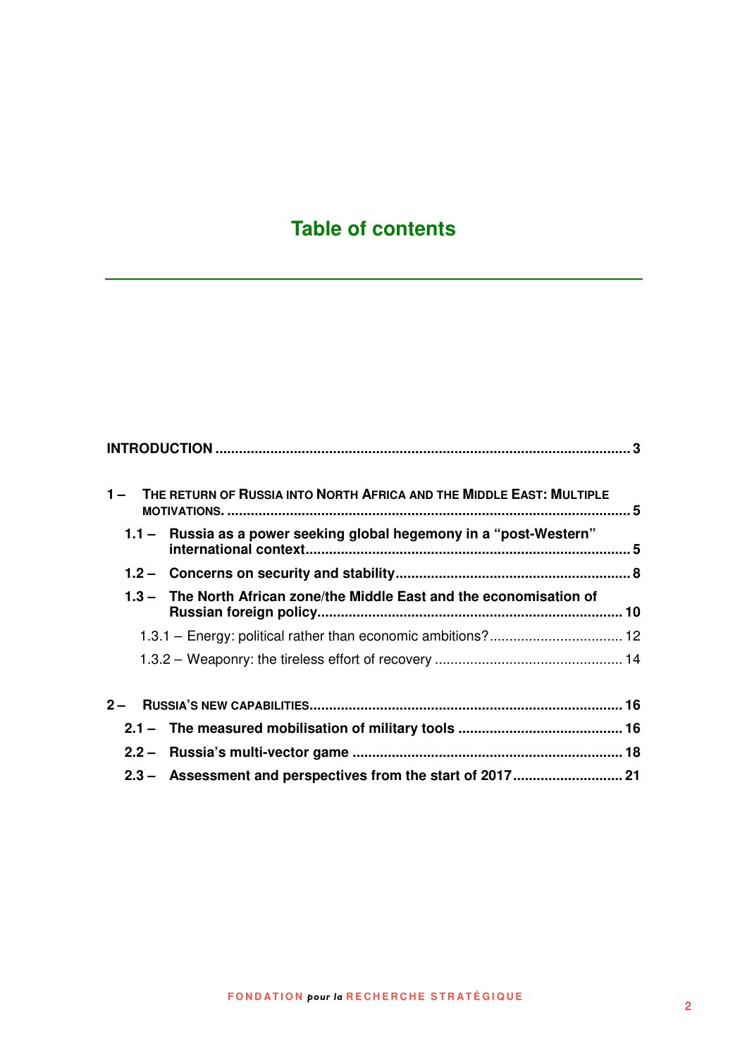# Table of contents

**INTRODUCTION** .......................................................................................................... **3**

**1 – THE RETURN OF RUSSIA INTO NORTH AFRICA AND THE MIDDLE EAST: MULTIPLE MOTIVATIONS.** .......................................................................................................... **5**

- **1.1 – Russia as a power seeking global hegemony in a "post-Western" international context** .......................................................................................................... **5**
- **1.2 – Concerns on security and stability** .......................................................................................................... **8**
- **1.3 – The North African zone/the Middle East and the economisation of Russian foreign policy** .......................................................................................................... **10**
  - 1.3.1 – Energy: political rather than economic ambitions? .......................................................................................................... 12
  - 1.3.2 – Weaponry: the tireless effort of recovery .......................................................................................................... 14

**2 – RUSSIA'S NEW CAPABILITIES** .......................................................................................................... **16**

- **2.1 – The measured mobilisation of military tools** .......................................................................................................... **16**
- **2.2 – Russia's multi-vector game** .......................................................................................................... **18**
- **2.3 – Assessment and perspectives from the start of 2017** .......................................................................................................... **21**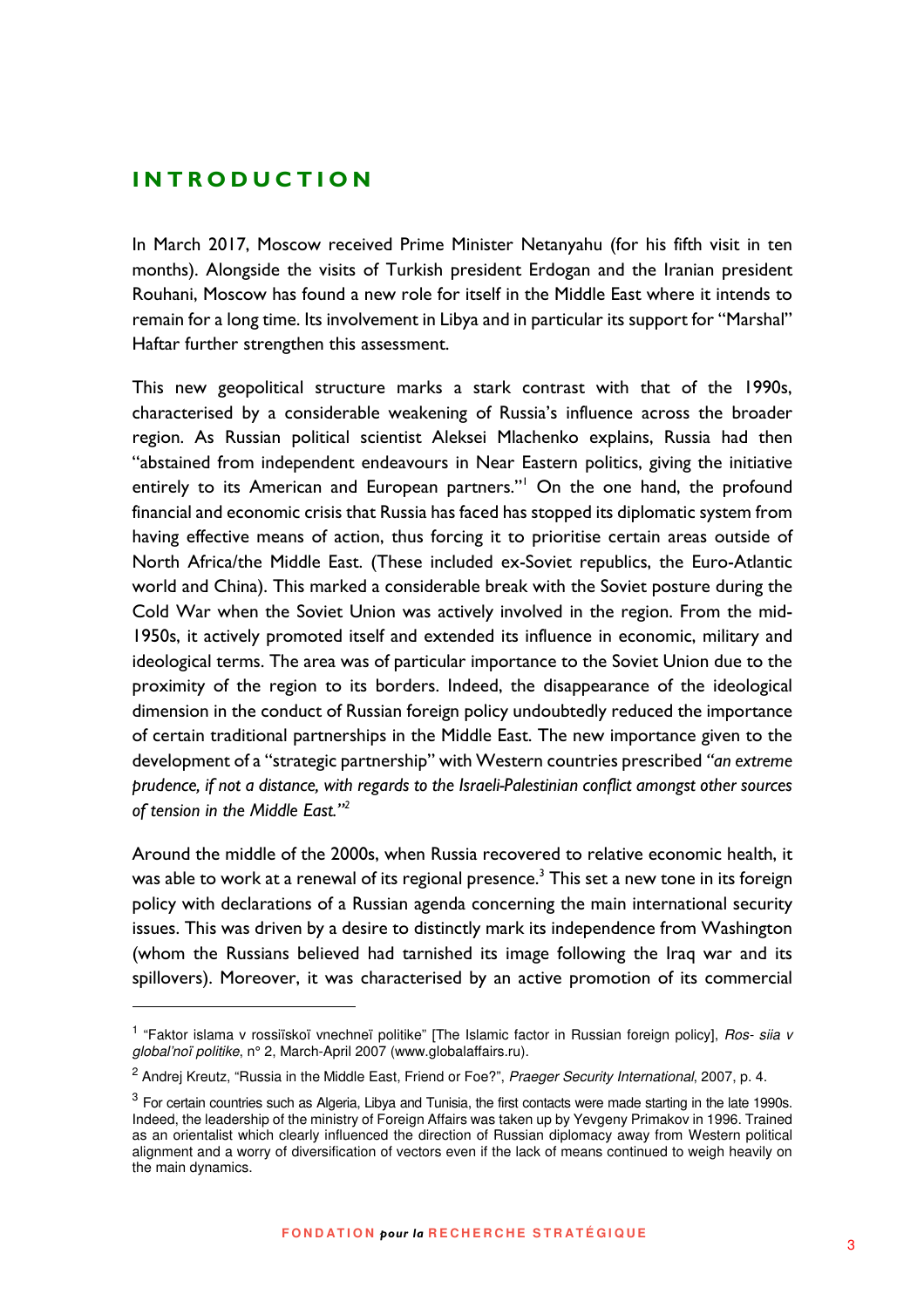# INTRODUCTION

In March 2017, Moscow received Prime Minister Netanyahu (for his fifth visit in ten months). Alongside the visits of Turkish president Erdogan and the Iranian president Rouhani, Moscow has found a new role for itself in the Middle East where it intends to remain for a long time. Its involvement in Libya and in particular its support for "Marshal" Haftar further strengthen this assessment.

This new geopolitical structure marks a stark contrast with that of the 1990s, characterised by a considerable weakening of Russia's influence across the broader region. As Russian political scientist Aleksei Mlachenko explains, Russia had then "abstained from independent endeavours in Near Eastern politics, giving the initiative entirely to its American and European partners."[1] On the one hand, the profound financial and economic crisis that Russia has faced has stopped its diplomatic system from having effective means of action, thus forcing it to prioritise certain areas outside of North Africa/the Middle East. (These included ex-Soviet republics, the Euro-Atlantic world and China). This marked a considerable break with the Soviet posture during the Cold War when the Soviet Union was actively involved in the region. From the mid-1950s, it actively promoted itself and extended its influence in economic, military and ideological terms. The area was of particular importance to the Soviet Union due to the proximity of the region to its borders. Indeed, the disappearance of the ideological dimension in the conduct of Russian foreign policy undoubtedly reduced the importance of certain traditional partnerships in the Middle East. The new importance given to the development of a "strategic partnership" with Western countries prescribed *"an extreme prudence, if not a distance, with regards to the Israeli-Palestinian conflict amongst other sources of tension in the Middle East."*[2]

Around the middle of the 2000s, when Russia recovered to relative economic health, it was able to work at a renewal of its regional presence.[3] This set a new tone in its foreign policy with declarations of a Russian agenda concerning the main international security issues. This was driven by a desire to distinctly mark its independence from Washington (whom the Russians believed had tarnished its image following the Iraq war and its spillovers). Moreover, it was characterised by an active promotion of its commercial

---

[1] "Faktor islama v rossiïskoï vnechneï politike" [The Islamic factor in Russian foreign policy], *Ros- siia v global'noï politike*, n° 2, March-April 2007 (www.globalaffairs.ru).

[2] Andrej Kreutz, "Russia in the Middle East, Friend or Foe?", *Praeger Security International*, 2007, p. 4.

[3] For certain countries such as Algeria, Libya and Tunisia, the first contacts were made starting in the late 1990s. Indeed, the leadership of the ministry of Foreign Affairs was taken up by Yevgeny Primakov in 1996. Trained as an orientalist which clearly influenced the direction of Russian diplomacy away from Western political alignment and a worry of diversification of vectors even if the lack of means continued to weigh heavily on the main dynamics.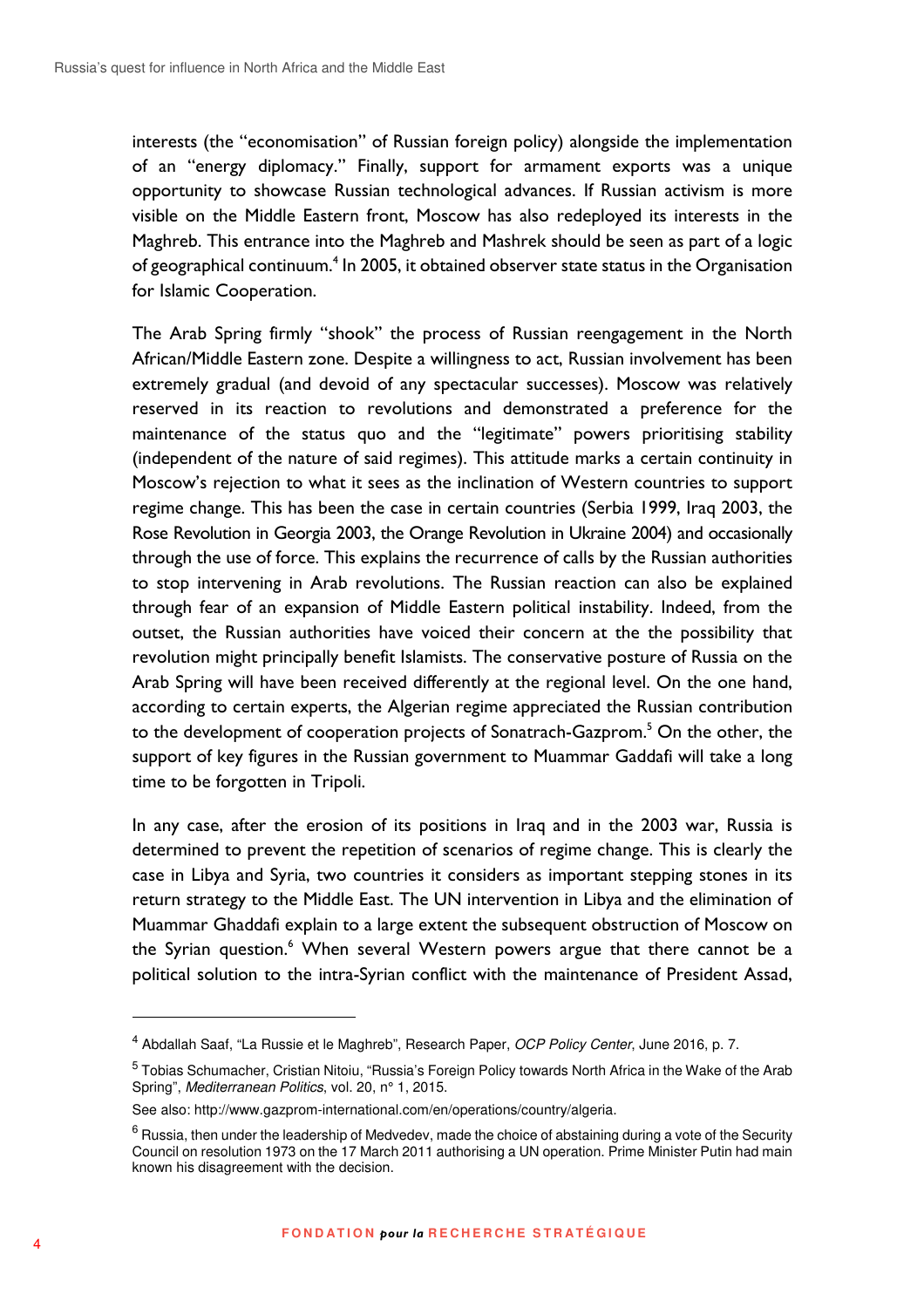interests (the "economisation" of Russian foreign policy) alongside the implementation of an "energy diplomacy." Finally, support for armament exports was a unique opportunity to showcase Russian technological advances. If Russian activism is more visible on the Middle Eastern front, Moscow has also redeployed its interests in the Maghreb. This entrance into the Maghreb and Mashrek should be seen as part of a logic of geographical continuum.[4] In 2005, it obtained observer state status in the Organisation for Islamic Cooperation.

The Arab Spring firmly "shook" the process of Russian reengagement in the North African/Middle Eastern zone. Despite a willingness to act, Russian involvement has been extremely gradual (and devoid of any spectacular successes). Moscow was relatively reserved in its reaction to revolutions and demonstrated a preference for the maintenance of the status quo and the "legitimate" powers prioritising stability (independent of the nature of said regimes). This attitude marks a certain continuity in Moscow's rejection to what it sees as the inclination of Western countries to support regime change. This has been the case in certain countries (Serbia 1999, Iraq 2003, the Rose Revolution in Georgia 2003, the Orange Revolution in Ukraine 2004) and occasionally through the use of force. This explains the recurrence of calls by the Russian authorities to stop intervening in Arab revolutions. The Russian reaction can also be explained through fear of an expansion of Middle Eastern political instability. Indeed, from the outset, the Russian authorities have voiced their concern at the the possibility that revolution might principally benefit Islamists. The conservative posture of Russia on the Arab Spring will have been received differently at the regional level. On the one hand, according to certain experts, the Algerian regime appreciated the Russian contribution to the development of cooperation projects of Sonatrach-Gazprom.[5] On the other, the support of key figures in the Russian government to Muammar Gaddafi will take a long time to be forgotten in Tripoli.

In any case, after the erosion of its positions in Iraq and in the 2003 war, Russia is determined to prevent the repetition of scenarios of regime change. This is clearly the case in Libya and Syria, two countries it considers as important stepping stones in its return strategy to the Middle East. The UN intervention in Libya and the elimination of Muammar Ghaddafi explain to a large extent the subsequent obstruction of Moscow on the Syrian question.[6] When several Western powers argue that there cannot be a political solution to the intra-Syrian conflict with the maintenance of President Assad,

---

[4] Abdallah Saaf, "La Russie et le Maghreb", Research Paper, *OCP Policy Center*, June 2016, p. 7.

[5] Tobias Schumacher, Cristian Nitoiu, "Russia's Foreign Policy towards North Africa in the Wake of the Arab Spring", *Mediterranean Politics*, vol. 20, n° 1, 2015.

See also: http://www.gazprom-international.com/en/operations/country/algeria.

[6] Russia, then under the leadership of Medvedev, made the choice of abstaining during a vote of the Security Council on resolution 1973 on the 17 March 2011 authorising a UN operation. Prime Minister Putin had main known his disagreement with the decision.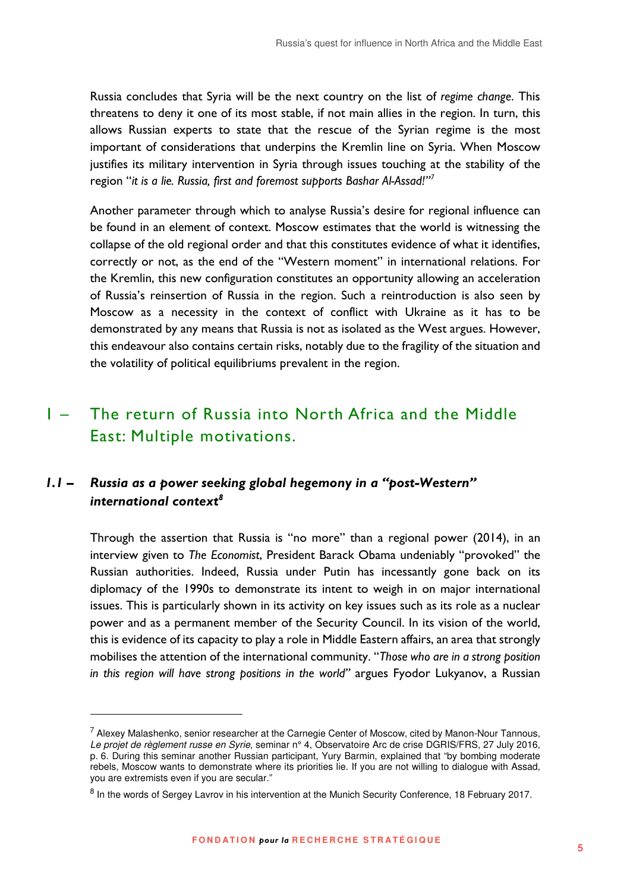Russia concludes that Syria will be the next country on the list of *regime change*. This threatens to deny it one of its most stable, if not main allies in the region. In turn, this allows Russian experts to state that the rescue of the Syrian regime is the most important of considerations that underpins the Kremlin line on Syria. When Moscow justifies its military intervention in Syria through issues touching at the stability of the region "*it is a lie. Russia, first and foremost supports Bashar Al-Assad!*"[7]

Another parameter through which to analyse Russia's desire for regional influence can be found in an element of context. Moscow estimates that the world is witnessing the collapse of the old regional order and that this constitutes evidence of what it identifies, correctly or not, as the end of the "Western moment" in international relations. For the Kremlin, this new configuration constitutes an opportunity allowing an acceleration of Russia's reinsertion of Russia in the region. Such a reintroduction is also seen by Moscow as a necessity in the context of conflict with Ukraine as it has to be demonstrated by any means that Russia is not as isolated as the West argues. However, this endeavour also contains certain risks, notably due to the fragility of the situation and the volatility of political equilibriums prevalent in the region.

# I – The return of Russia into North Africa and the Middle East: Multiple motivations.

## *1.1 – Russia as a power seeking global hegemony in a "post-Western" international context*[8]

Through the assertion that Russia is "no more" than a regional power (2014), in an interview given to *The Economist*, President Barack Obama undeniably "provoked" the Russian authorities. Indeed, Russia under Putin has incessantly gone back on its diplomacy of the 1990s to demonstrate its intent to weigh in on major international issues. This is particularly shown in its activity on key issues such as its role as a nuclear power and as a permanent member of the Security Council. In its vision of the world, this is evidence of its capacity to play a role in Middle Eastern affairs, an area that strongly mobilises the attention of the international community. "*Those who are in a strong position in this region will have strong positions in the world*" argues Fyodor Lukyanov, a Russian

---

[7] Alexey Malashenko, senior researcher at the Carnegie Center of Moscow, cited by Manon-Nour Tannous, *Le projet de règlement russe en Syrie*, seminar n° 4, Observatoire Arc de crise DGRIS/FRS, 27 July 2016, p. 6. During this seminar another Russian participant, Yury Barmin, explained that "by bombing moderate rebels, Moscow wants to demonstrate where its priorities lie. If you are not willing to dialogue with Assad, you are extremists even if you are secular."

[8] In the words of Sergey Lavrov in his intervention at the Munich Security Conference, 18 February 2017.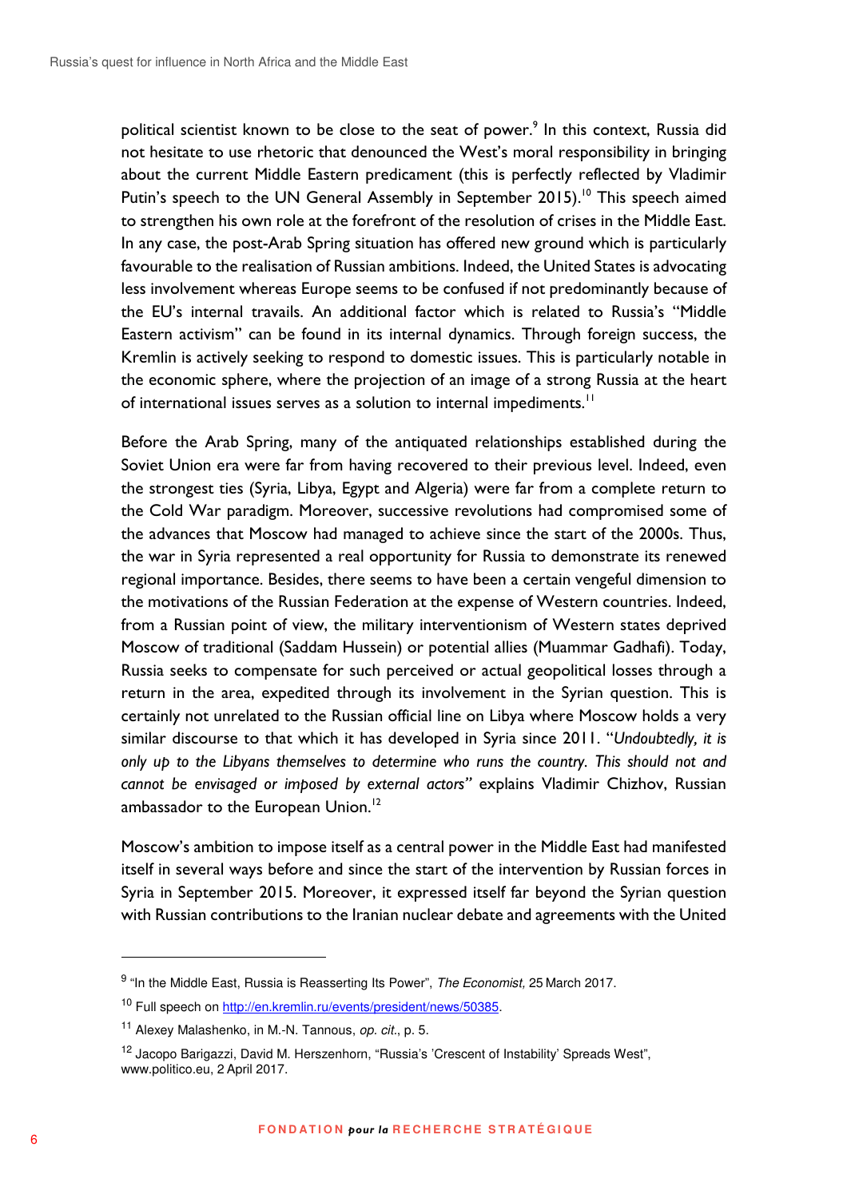political scientist known to be close to the seat of power.[9] In this context, Russia did not hesitate to use rhetoric that denounced the West's moral responsibility in bringing about the current Middle Eastern predicament (this is perfectly reflected by Vladimir Putin's speech to the UN General Assembly in September 2015).[10] This speech aimed to strengthen his own role at the forefront of the resolution of crises in the Middle East. In any case, the post-Arab Spring situation has offered new ground which is particularly favourable to the realisation of Russian ambitions. Indeed, the United States is advocating less involvement whereas Europe seems to be confused if not predominantly because of the EU's internal travails. An additional factor which is related to Russia's "Middle Eastern activism" can be found in its internal dynamics. Through foreign success, the Kremlin is actively seeking to respond to domestic issues. This is particularly notable in the economic sphere, where the projection of an image of a strong Russia at the heart of international issues serves as a solution to internal impediments.[11]

Before the Arab Spring, many of the antiquated relationships established during the Soviet Union era were far from having recovered to their previous level. Indeed, even the strongest ties (Syria, Libya, Egypt and Algeria) were far from a complete return to the Cold War paradigm. Moreover, successive revolutions had compromised some of the advances that Moscow had managed to achieve since the start of the 2000s. Thus, the war in Syria represented a real opportunity for Russia to demonstrate its renewed regional importance. Besides, there seems to have been a certain vengeful dimension to the motivations of the Russian Federation at the expense of Western countries. Indeed, from a Russian point of view, the military interventionism of Western states deprived Moscow of traditional (Saddam Hussein) or potential allies (Muammar Gadhafi). Today, Russia seeks to compensate for such perceived or actual geopolitical losses through a return in the area, expedited through its involvement in the Syrian question. This is certainly not unrelated to the Russian official line on Libya where Moscow holds a very similar discourse to that which it has developed in Syria since 2011. "*Undoubtedly, it is only up to the Libyans themselves to determine who runs the country. This should not and cannot be envisaged or imposed by external actors*" explains Vladimir Chizhov, Russian ambassador to the European Union.[12]

Moscow's ambition to impose itself as a central power in the Middle East had manifested itself in several ways before and since the start of the intervention by Russian forces in Syria in September 2015. Moreover, it expressed itself far beyond the Syrian question with Russian contributions to the Iranian nuclear debate and agreements with the United

---

[9] "In the Middle East, Russia is Reasserting Its Power", *The Economist,* 25 March 2017.

[10] Full speech on http://en.kremlin.ru/events/president/news/50385.

[11] Alexey Malashenko, in M.-N. Tannous, *op. cit*., p. 5.

[12] Jacopo Barigazzi, David M. Herszenhorn, "Russia's 'Crescent of Instability' Spreads West", www.politico.eu, 2 April 2017.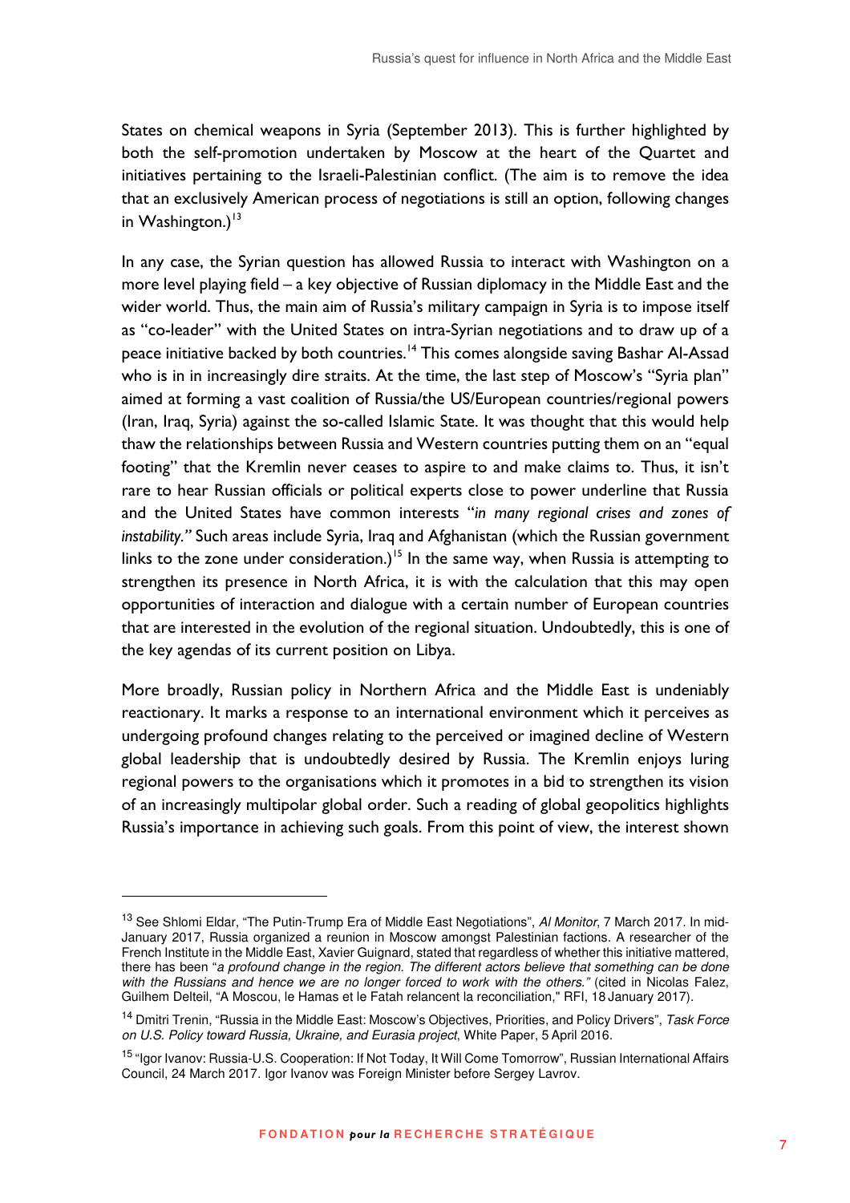States on chemical weapons in Syria (September 2013). This is further highlighted by both the self-promotion undertaken by Moscow at the heart of the Quartet and initiatives pertaining to the Israeli-Palestinian conflict. (The aim is to remove the idea that an exclusively American process of negotiations is still an option, following changes in Washington.)[13]

In any case, the Syrian question has allowed Russia to interact with Washington on a more level playing field – a key objective of Russian diplomacy in the Middle East and the wider world. Thus, the main aim of Russia's military campaign in Syria is to impose itself as "co-leader" with the United States on intra-Syrian negotiations and to draw up of a peace initiative backed by both countries.[14] This comes alongside saving Bashar Al-Assad who is in in increasingly dire straits. At the time, the last step of Moscow's "Syria plan" aimed at forming a vast coalition of Russia/the US/European countries/regional powers (Iran, Iraq, Syria) against the so-called Islamic State. It was thought that this would help thaw the relationships between Russia and Western countries putting them on an "equal footing" that the Kremlin never ceases to aspire to and make claims to. Thus, it isn't rare to hear Russian officials or political experts close to power underline that Russia and the United States have common interests "*in many regional crises and zones of instability.*" Such areas include Syria, Iraq and Afghanistan (which the Russian government links to the zone under consideration.)[15] In the same way, when Russia is attempting to strengthen its presence in North Africa, it is with the calculation that this may open opportunities of interaction and dialogue with a certain number of European countries that are interested in the evolution of the regional situation. Undoubtedly, this is one of the key agendas of its current position on Libya.

More broadly, Russian policy in Northern Africa and the Middle East is undeniably reactionary. It marks a response to an international environment which it perceives as undergoing profound changes relating to the perceived or imagined decline of Western global leadership that is undoubtedly desired by Russia. The Kremlin enjoys luring regional powers to the organisations which it promotes in a bid to strengthen its vision of an increasingly multipolar global order. Such a reading of global geopolitics highlights Russia's importance in achieving such goals. From this point of view, the interest shown

---

[13] See Shlomi Eldar, "The Putin-Trump Era of Middle East Negotiations", *Al Monitor*, 7 March 2017. In mid-January 2017, Russia organized a reunion in Moscow amongst Palestinian factions. A researcher of the French Institute in the Middle East, Xavier Guignard, stated that regardless of whether this initiative mattered, there has been "*a profound change in the region. The different actors believe that something can be done with the Russians and hence we are no longer forced to work with the others.*" (cited in Nicolas Falez, Guilhem Delteil, "A Moscou, le Hamas et le Fatah relancent la reconciliation," RFI, 18 January 2017).

[14] Dmitri Trenin, "Russia in the Middle East: Moscow's Objectives, Priorities, and Policy Drivers", *Task Force on U.S. Policy toward Russia, Ukraine, and Eurasia project*, White Paper, 5 April 2016.

[15] "Igor Ivanov: Russia-U.S. Cooperation: If Not Today, It Will Come Tomorrow", Russian International Affairs Council, 24 March 2017. Igor Ivanov was Foreign Minister before Sergey Lavrov.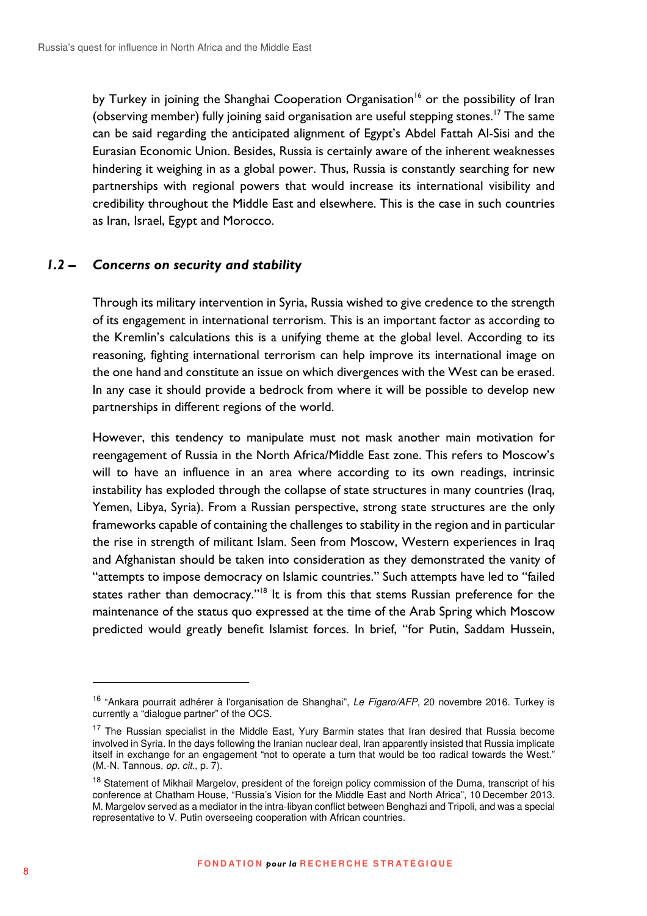by Turkey in joining the Shanghai Cooperation Organisation[16] or the possibility of Iran (observing member) fully joining said organisation are useful stepping stones.[17] The same can be said regarding the anticipated alignment of Egypt's Abdel Fattah Al-Sisi and the Eurasian Economic Union. Besides, Russia is certainly aware of the inherent weaknesses hindering it weighing in as a global power. Thus, Russia is constantly searching for new partnerships with regional powers that would increase its international visibility and credibility throughout the Middle East and elsewhere. This is the case in such countries as Iran, Israel, Egypt and Morocco.

### *1.2 – Concerns on security and stability*

Through its military intervention in Syria, Russia wished to give credence to the strength of its engagement in international terrorism. This is an important factor as according to the Kremlin's calculations this is a unifying theme at the global level. According to its reasoning, fighting international terrorism can help improve its international image on the one hand and constitute an issue on which divergences with the West can be erased. In any case it should provide a bedrock from where it will be possible to develop new partnerships in different regions of the world.

However, this tendency to manipulate must not mask another main motivation for reengagement of Russia in the North Africa/Middle East zone. This refers to Moscow's will to have an influence in an area where according to its own readings, intrinsic instability has exploded through the collapse of state structures in many countries (Iraq, Yemen, Libya, Syria). From a Russian perspective, strong state structures are the only frameworks capable of containing the challenges to stability in the region and in particular the rise in strength of militant Islam. Seen from Moscow, Western experiences in Iraq and Afghanistan should be taken into consideration as they demonstrated the vanity of "attempts to impose democracy on Islamic countries." Such attempts have led to "failed states rather than democracy."[18] It is from this that stems Russian preference for the maintenance of the status quo expressed at the time of the Arab Spring which Moscow predicted would greatly benefit Islamist forces. In brief, "for Putin, Saddam Hussein,

---

[16] "Ankara pourrait adhérer à l'organisation de Shanghai", *Le Figaro/AFP*, 20 novembre 2016. Turkey is currently a "dialogue partner" of the OCS.

[17] The Russian specialist in the Middle East, Yury Barmin states that Iran desired that Russia become involved in Syria. In the days following the Iranian nuclear deal, Iran apparently insisted that Russia implicate itself in exchange for an engagement "not to operate a turn that would be too radical towards the West." (M.-N. Tannous, *op. cit.*, p. 7).

[18] Statement of Mikhail Margelov, president of the foreign policy commission of the Duma, transcript of his conference at Chatham House, "Russia's Vision for the Middle East and North Africa", 10 December 2013. M. Margelov served as a mediator in the intra-libyan conflict between Benghazi and Tripoli, and was a special representative to V. Putin overseeing cooperation with African countries.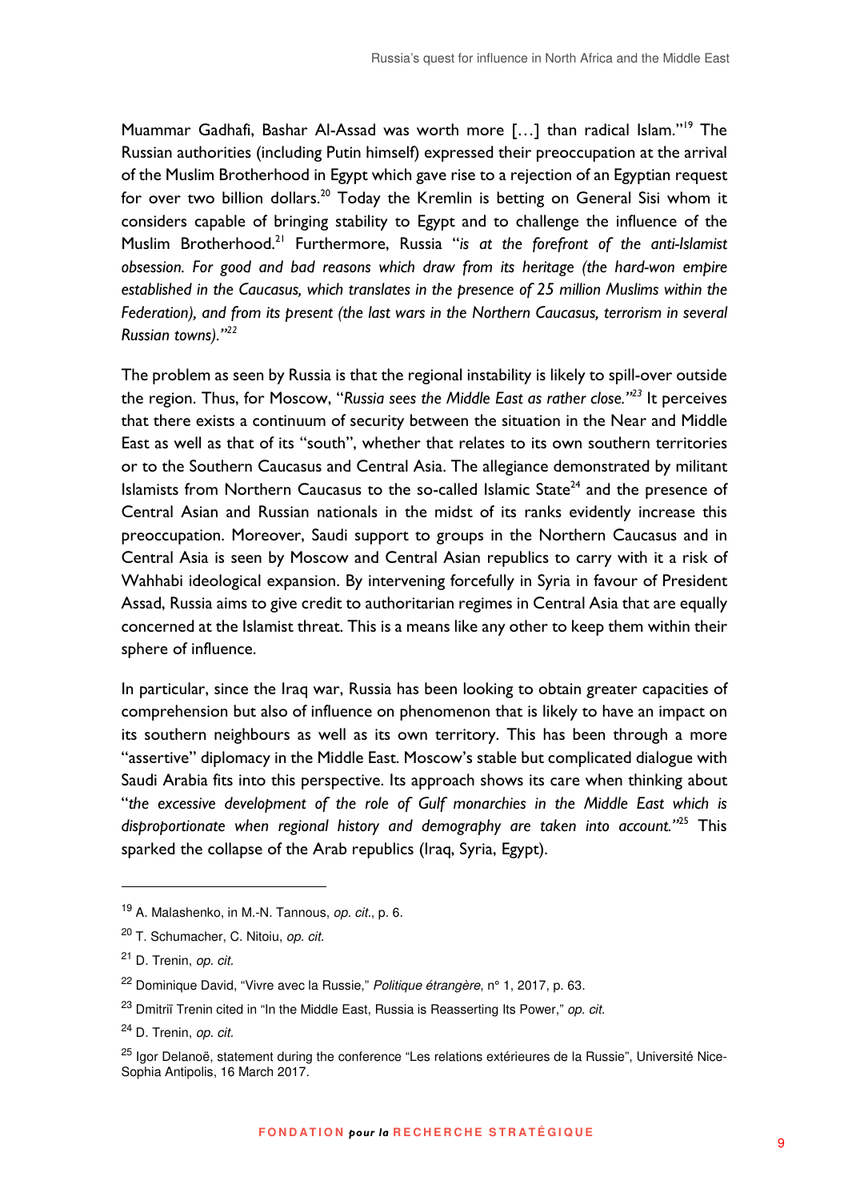Muammar Gadhafi, Bashar Al-Assad was worth more […] than radical Islam."[19] The Russian authorities (including Putin himself) expressed their preoccupation at the arrival of the Muslim Brotherhood in Egypt which gave rise to a rejection of an Egyptian request for over two billion dollars.[20] Today the Kremlin is betting on General Sisi whom it considers capable of bringing stability to Egypt and to challenge the influence of the Muslim Brotherhood.[21] Furthermore, Russia "*is at the forefront of the anti-Islamist obsession. For good and bad reasons which draw from its heritage (the hard-won empire established in the Caucasus, which translates in the presence of 25 million Muslims within the Federation), and from its present (the last wars in the Northern Caucasus, terrorism in several Russian towns).*"[22]

The problem as seen by Russia is that the regional instability is likely to spill-over outside the region. Thus, for Moscow, "*Russia sees the Middle East as rather close.*"[23] It perceives that there exists a continuum of security between the situation in the Near and Middle East as well as that of its "south", whether that relates to its own southern territories or to the Southern Caucasus and Central Asia. The allegiance demonstrated by militant Islamists from Northern Caucasus to the so-called Islamic State[24] and the presence of Central Asian and Russian nationals in the midst of its ranks evidently increase this preoccupation. Moreover, Saudi support to groups in the Northern Caucasus and in Central Asia is seen by Moscow and Central Asian republics to carry with it a risk of Wahhabi ideological expansion. By intervening forcefully in Syria in favour of President Assad, Russia aims to give credit to authoritarian regimes in Central Asia that are equally concerned at the Islamist threat. This is a means like any other to keep them within their sphere of influence.

In particular, since the Iraq war, Russia has been looking to obtain greater capacities of comprehension but also of influence on phenomenon that is likely to have an impact on its southern neighbours as well as its own territory. This has been through a more "assertive" diplomacy in the Middle East. Moscow's stable but complicated dialogue with Saudi Arabia fits into this perspective. Its approach shows its care when thinking about "*the excessive development of the role of Gulf monarchies in the Middle East which is disproportionate when regional history and demography are taken into account.*"[25] This sparked the collapse of the Arab republics (Iraq, Syria, Egypt).

---

[19] A. Malashenko, in M.-N. Tannous, *op. cit.*, p. 6.

[20] T. Schumacher, C. Nitoiu, *op. cit.*

[21] D. Trenin, *op. cit.*

[22] Dominique David, "Vivre avec la Russie," *Politique étrangère*, n° 1, 2017, p. 63.

[23] Dmitriï Trenin cited in "In the Middle East, Russia is Reasserting Its Power," *op. cit.*

[24] D. Trenin, *op. cit.*

[25] Igor Delanoë, statement during the conference "Les relations extérieures de la Russie", Université Nice-Sophia Antipolis, 16 March 2017.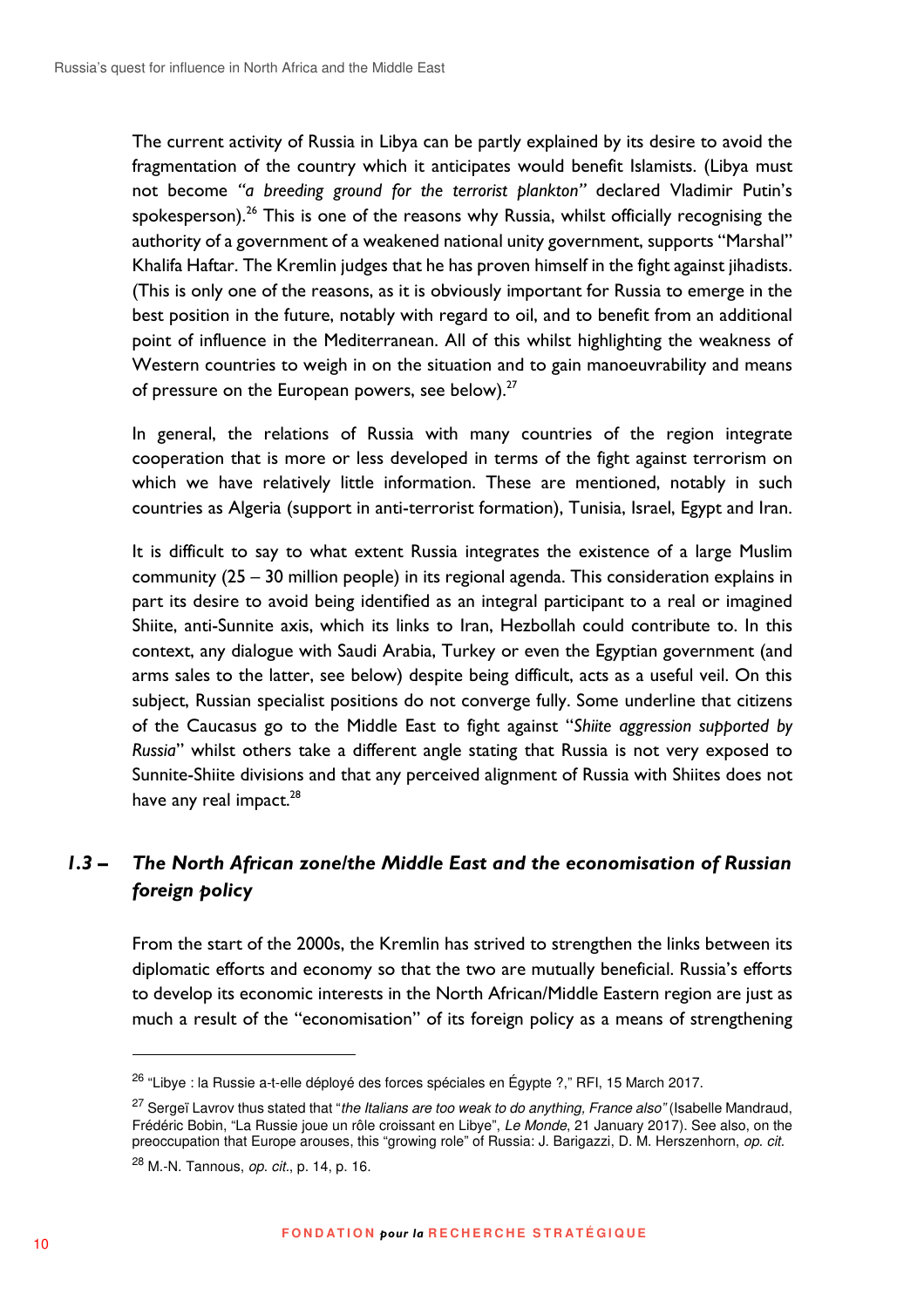The current activity of Russia in Libya can be partly explained by its desire to avoid the fragmentation of the country which it anticipates would benefit Islamists. (Libya must not become *"a breeding ground for the terrorist plankton"* declared Vladimir Putin's spokesperson).[26] This is one of the reasons why Russia, whilst officially recognising the authority of a government of a weakened national unity government, supports "Marshal" Khalifa Haftar. The Kremlin judges that he has proven himself in the fight against jihadists. (This is only one of the reasons, as it is obviously important for Russia to emerge in the best position in the future, notably with regard to oil, and to benefit from an additional point of influence in the Mediterranean. All of this whilst highlighting the weakness of Western countries to weigh in on the situation and to gain manoeuvrability and means of pressure on the European powers, see below).[27]

In general, the relations of Russia with many countries of the region integrate cooperation that is more or less developed in terms of the fight against terrorism on which we have relatively little information. These are mentioned, notably in such countries as Algeria (support in anti-terrorist formation), Tunisia, Israel, Egypt and Iran.

It is difficult to say to what extent Russia integrates the existence of a large Muslim community (25 – 30 million people) in its regional agenda. This consideration explains in part its desire to avoid being identified as an integral participant to a real or imagined Shiite, anti-Sunnite axis, which its links to Iran, Hezbollah could contribute to. In this context, any dialogue with Saudi Arabia, Turkey or even the Egyptian government (and arms sales to the latter, see below) despite being difficult, acts as a useful veil. On this subject, Russian specialist positions do not converge fully. Some underline that citizens of the Caucasus go to the Middle East to fight against "*Shiite aggression supported by Russia*" whilst others take a different angle stating that Russia is not very exposed to Sunnite-Shiite divisions and that any perceived alignment of Russia with Shiites does not have any real impact.[28]

### *1.3 – The North African zone/the Middle East and the economisation of Russian foreign policy*

From the start of the 2000s, the Kremlin has strived to strengthen the links between its diplomatic efforts and economy so that the two are mutually beneficial. Russia's efforts to develop its economic interests in the North African/Middle Eastern region are just as much a result of the "economisation" of its foreign policy as a means of strengthening

---

[26] "Libye : la Russie a-t-elle déployé des forces spéciales en Égypte ?," RFI, 15 March 2017.

[27] Sergeï Lavrov thus stated that "*the Italians are too weak to do anything, France also"* (Isabelle Mandraud, Frédéric Bobin, "La Russie joue un rôle croissant en Libye", *Le Monde*, 21 January 2017). See also, on the preoccupation that Europe arouses, this "growing role" of Russia: J. Barigazzi, D. M. Herszenhorn, *op. cit.*

[28] M.-N. Tannous, *op. cit.*, p. 14, p. 16.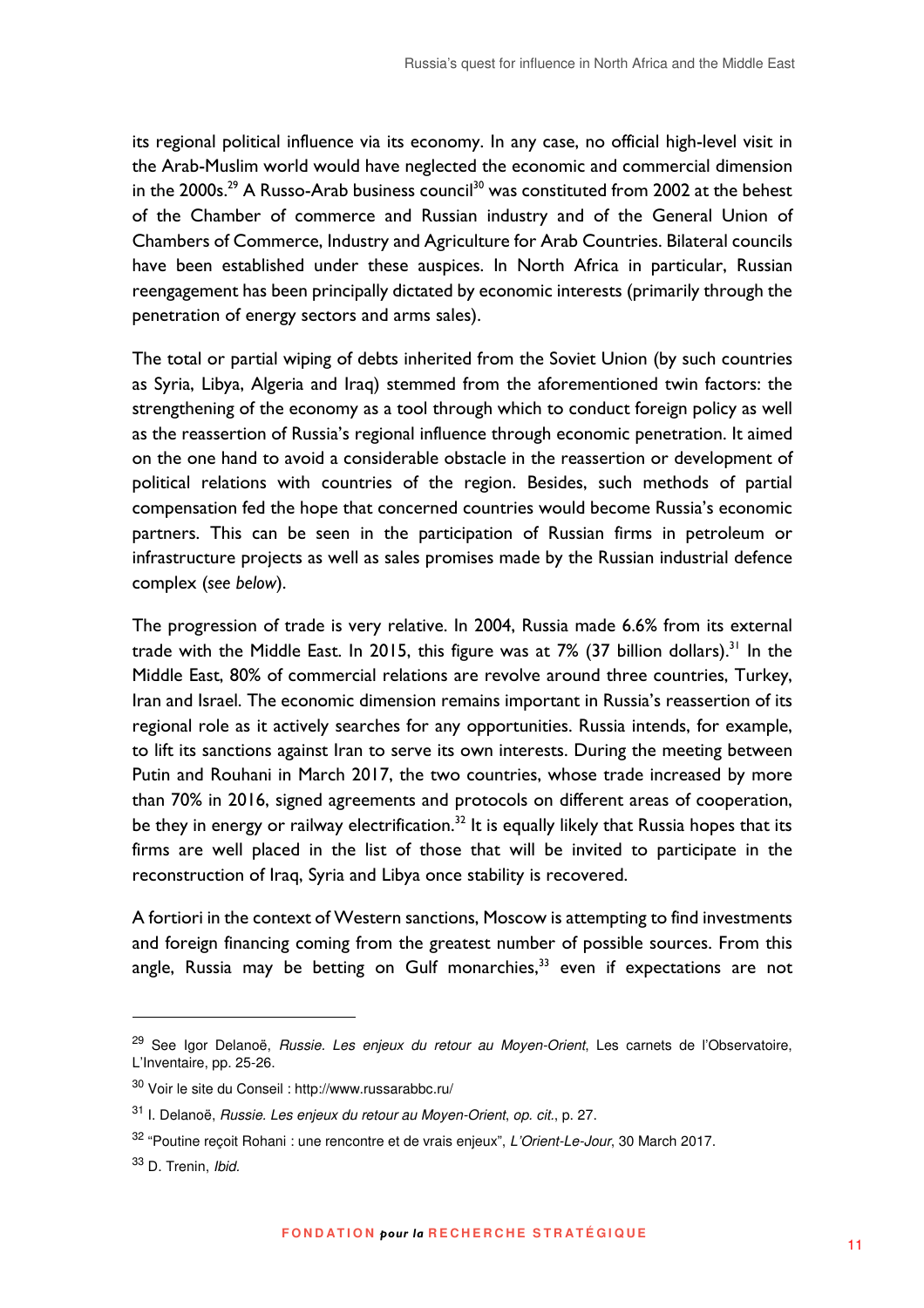its regional political influence via its economy. In any case, no official high-level visit in the Arab-Muslim world would have neglected the economic and commercial dimension in the 2000s.[29] A Russo-Arab business council[30] was constituted from 2002 at the behest of the Chamber of commerce and Russian industry and of the General Union of Chambers of Commerce, Industry and Agriculture for Arab Countries. Bilateral councils have been established under these auspices. In North Africa in particular, Russian reengagement has been principally dictated by economic interests (primarily through the penetration of energy sectors and arms sales).

The total or partial wiping of debts inherited from the Soviet Union (by such countries as Syria, Libya, Algeria and Iraq) stemmed from the aforementioned twin factors: the strengthening of the economy as a tool through which to conduct foreign policy as well as the reassertion of Russia's regional influence through economic penetration. It aimed on the one hand to avoid a considerable obstacle in the reassertion or development of political relations with countries of the region. Besides, such methods of partial compensation fed the hope that concerned countries would become Russia's economic partners. This can be seen in the participation of Russian firms in petroleum or infrastructure projects as well as sales promises made by the Russian industrial defence complex (*see below*).

The progression of trade is very relative. In 2004, Russia made 6.6% from its external trade with the Middle East. In 2015, this figure was at 7% (37 billion dollars).[31] In the Middle East, 80% of commercial relations are revolve around three countries, Turkey, Iran and Israel. The economic dimension remains important in Russia's reassertion of its regional role as it actively searches for any opportunities. Russia intends, for example, to lift its sanctions against Iran to serve its own interests. During the meeting between Putin and Rouhani in March 2017, the two countries, whose trade increased by more than 70% in 2016, signed agreements and protocols on different areas of cooperation, be they in energy or railway electrification.[32] It is equally likely that Russia hopes that its firms are well placed in the list of those that will be invited to participate in the reconstruction of Iraq, Syria and Libya once stability is recovered.

A fortiori in the context of Western sanctions, Moscow is attempting to find investments and foreign financing coming from the greatest number of possible sources. From this angle, Russia may be betting on Gulf monarchies,[33] even if expectations are not

---

[29] See Igor Delanoë, *Russie. Les enjeux du retour au Moyen-Orient*, Les carnets de l'Observatoire, L'Inventaire, pp. 25-26.

[30] Voir le site du Conseil : http://www.russarabbc.ru/

[31] I. Delanoë, *Russie. Les enjeux du retour au Moyen-Orient*, *op. cit.*, p. 27.

[32] "Poutine reçoit Rohani : une rencontre et de vrais enjeux", *L'Orient-Le-Jour*, 30 March 2017.

[33] D. Trenin, *Ibid.*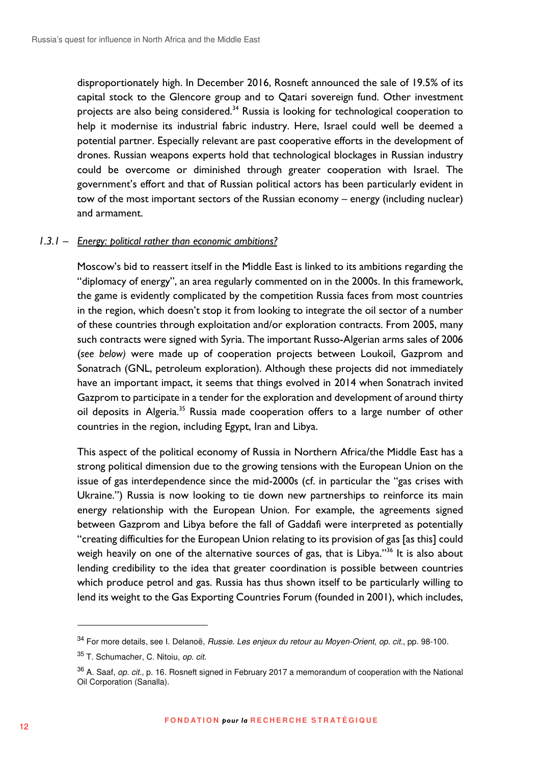disproportionately high. In December 2016, Rosneft announced the sale of 19.5% of its capital stock to the Glencore group and to Qatari sovereign fund. Other investment projects are also being considered.[34] Russia is looking for technological cooperation to help it modernise its industrial fabric industry. Here, Israel could well be deemed a potential partner. Especially relevant are past cooperative efforts in the development of drones. Russian weapons experts hold that technological blockages in Russian industry could be overcome or diminished through greater cooperation with Israel. The government's effort and that of Russian political actors has been particularly evident in tow of the most important sectors of the Russian economy – energy (including nuclear) and armament.

### *1.3.1 – Energy: political rather than economic ambitions?*

Moscow's bid to reassert itself in the Middle East is linked to its ambitions regarding the "diplomacy of energy", an area regularly commented on in the 2000s. In this framework, the game is evidently complicated by the competition Russia faces from most countries in the region, which doesn't stop it from looking to integrate the oil sector of a number of these countries through exploitation and/or exploration contracts. From 2005, many such contracts were signed with Syria. The important Russo-Algerian arms sales of 2006 (*see below*) were made up of cooperation projects between Loukoil, Gazprom and Sonatrach (GNL, petroleum exploration). Although these projects did not immediately have an important impact, it seems that things evolved in 2014 when Sonatrach invited Gazprom to participate in a tender for the exploration and development of around thirty oil deposits in Algeria.[35] Russia made cooperation offers to a large number of other countries in the region, including Egypt, Iran and Libya.

This aspect of the political economy of Russia in Northern Africa/the Middle East has a strong political dimension due to the growing tensions with the European Union on the issue of gas interdependence since the mid-2000s (cf. in particular the "gas crises with Ukraine.") Russia is now looking to tie down new partnerships to reinforce its main energy relationship with the European Union. For example, the agreements signed between Gazprom and Libya before the fall of Gaddafi were interpreted as potentially "creating difficulties for the European Union relating to its provision of gas [as this] could weigh heavily on one of the alternative sources of gas, that is Libya."[36] It is also about lending credibility to the idea that greater coordination is possible between countries which produce petrol and gas. Russia has thus shown itself to be particularly willing to lend its weight to the Gas Exporting Countries Forum (founded in 2001), which includes,

---

[34] For more details, see I. Delanoë, *Russie. Les enjeux du retour au Moyen-Orient*, *op. cit.*, pp. 98-100.

[35] T. Schumacher, C. Nitoiu, *op. cit.*

[36] A. Saaf, *op. cit.*, p. 16. Rosneft signed in February 2017 a memorandum of cooperation with the National Oil Corporation (Sanalla).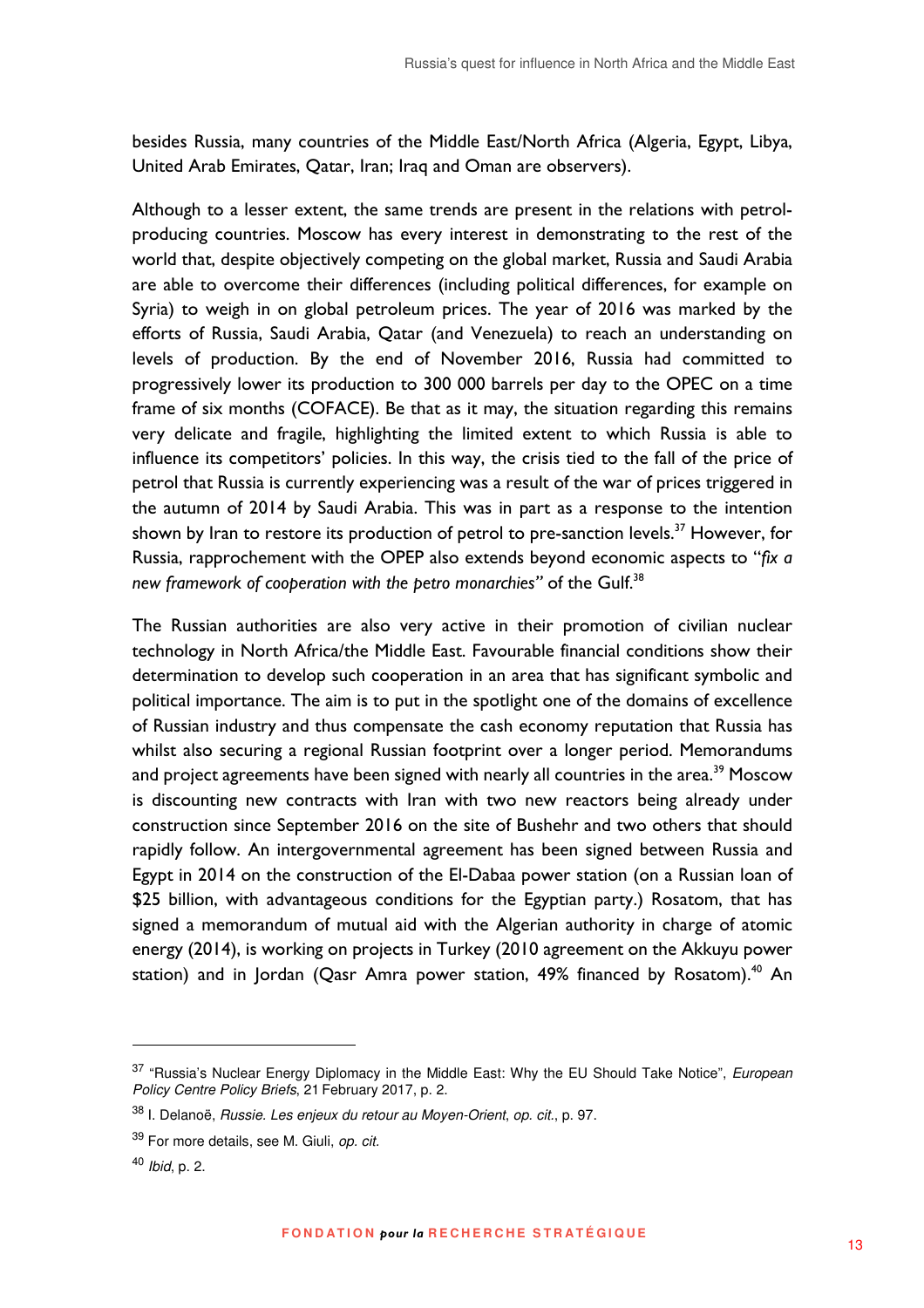besides Russia, many countries of the Middle East/North Africa (Algeria, Egypt, Libya, United Arab Emirates, Qatar, Iran; Iraq and Oman are observers).

Although to a lesser extent, the same trends are present in the relations with petrol-producing countries. Moscow has every interest in demonstrating to the rest of the world that, despite objectively competing on the global market, Russia and Saudi Arabia are able to overcome their differences (including political differences, for example on Syria) to weigh in on global petroleum prices. The year of 2016 was marked by the efforts of Russia, Saudi Arabia, Qatar (and Venezuela) to reach an understanding on levels of production. By the end of November 2016, Russia had committed to progressively lower its production to 300 000 barrels per day to the OPEC on a time frame of six months (COFACE). Be that as it may, the situation regarding this remains very delicate and fragile, highlighting the limited extent to which Russia is able to influence its competitors' policies. In this way, the crisis tied to the fall of the price of petrol that Russia is currently experiencing was a result of the war of prices triggered in the autumn of 2014 by Saudi Arabia. This was in part as a response to the intention shown by Iran to restore its production of petrol to pre-sanction levels.[37] However, for Russia, rapprochement with the OPEP also extends beyond economic aspects to "*fix a new framework of cooperation with the petro monarchies"* of the Gulf.[38]

The Russian authorities are also very active in their promotion of civilian nuclear technology in North Africa/the Middle East. Favourable financial conditions show their determination to develop such cooperation in an area that has significant symbolic and political importance. The aim is to put in the spotlight one of the domains of excellence of Russian industry and thus compensate the cash economy reputation that Russia has whilst also securing a regional Russian footprint over a longer period. Memorandums and project agreements have been signed with nearly all countries in the area.[39] Moscow is discounting new contracts with Iran with two new reactors being already under construction since September 2016 on the site of Bushehr and two others that should rapidly follow. An intergovernmental agreement has been signed between Russia and Egypt in 2014 on the construction of the El-Dabaa power station (on a Russian loan of $25 billion, with advantageous conditions for the Egyptian party.) Rosatom, that has signed a memorandum of mutual aid with the Algerian authority in charge of atomic energy (2014), is working on projects in Turkey (2010 agreement on the Akkuyu power station) and in Jordan (Qasr Amra power station, 49% financed by Rosatom).[40] An

---

[37] "Russia's Nuclear Energy Diplomacy in the Middle East: Why the EU Should Take Notice", *European Policy Centre Policy Briefs*, 21 February 2017, p. 2.

[38] I. Delanoë, *Russie. Les enjeux du retour au Moyen-Orient*, *op. cit.*, p. 97.

[39] For more details, see M. Giuli, *op. cit.*

[40] *Ibid*, p. 2.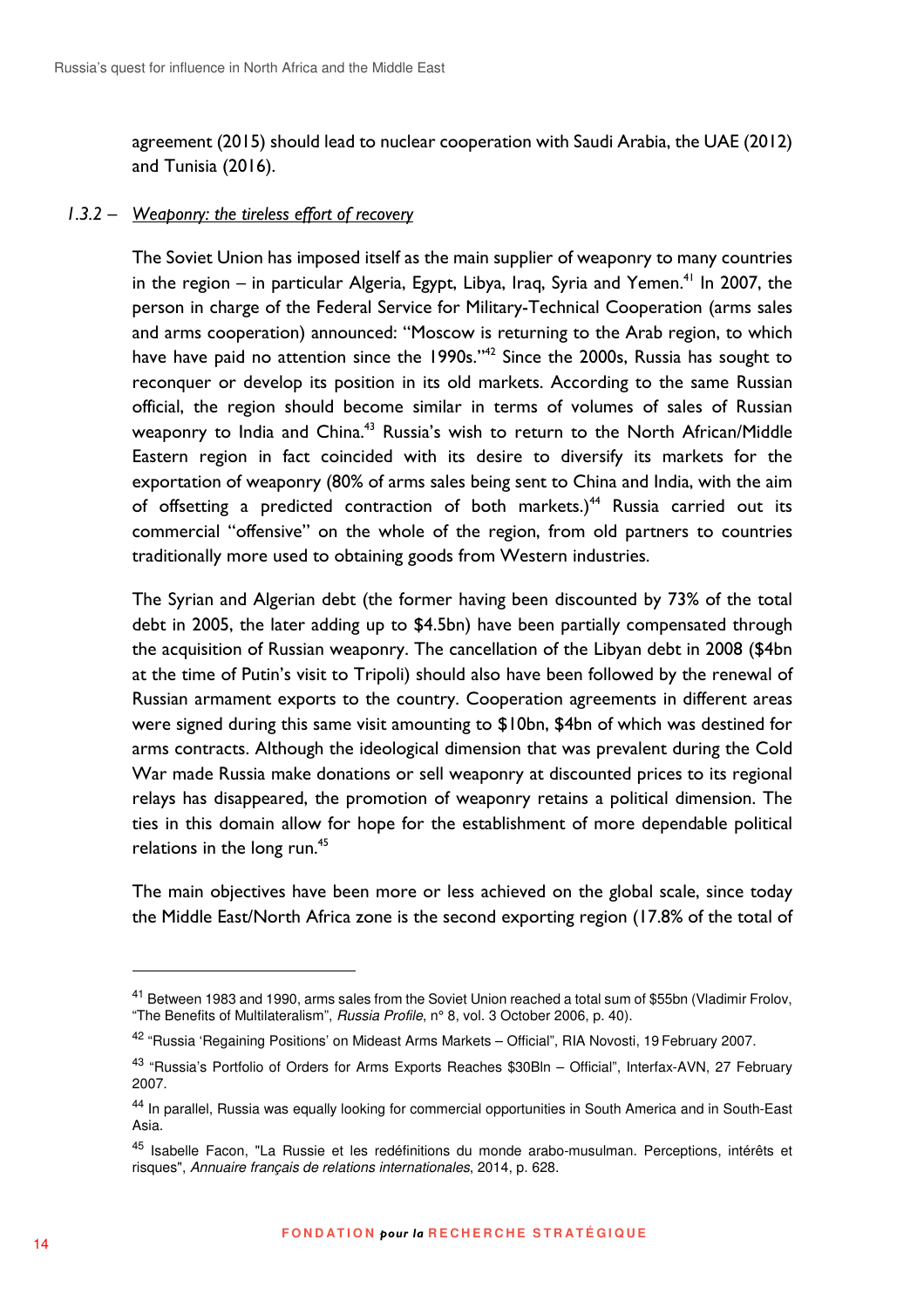agreement (2015) should lead to nuclear cooperation with Saudi Arabia, the UAE (2012) and Tunisia (2016).

### *1.3.2 – Weaponry: the tireless effort of recovery*

The Soviet Union has imposed itself as the main supplier of weaponry to many countries in the region – in particular Algeria, Egypt, Libya, Iraq, Syria and Yemen.[41] In 2007, the person in charge of the Federal Service for Military-Technical Cooperation (arms sales and arms cooperation) announced: "Moscow is returning to the Arab region, to which have have paid no attention since the 1990s."[42] Since the 2000s, Russia has sought to reconquer or develop its position in its old markets. According to the same Russian official, the region should become similar in terms of volumes of sales of Russian weaponry to India and China.[43] Russia's wish to return to the North African/Middle Eastern region in fact coincided with its desire to diversify its markets for the exportation of weaponry (80% of arms sales being sent to China and India, with the aim of offsetting a predicted contraction of both markets.)[44] Russia carried out its commercial "offensive" on the whole of the region, from old partners to countries traditionally more used to obtaining goods from Western industries.

The Syrian and Algerian debt (the former having been discounted by 73% of the total debt in 2005, the later adding up to $4.5bn) have been partially compensated through the acquisition of Russian weaponry. The cancellation of the Libyan debt in 2008 ($4bn at the time of Putin's visit to Tripoli) should also have been followed by the renewal of Russian armament exports to the country. Cooperation agreements in different areas were signed during this same visit amounting to $10bn, $4bn of which was destined for arms contracts. Although the ideological dimension that was prevalent during the Cold War made Russia make donations or sell weaponry at discounted prices to its regional relays has disappeared, the promotion of weaponry retains a political dimension. The ties in this domain allow for hope for the establishment of more dependable political relations in the long run.[45]

The main objectives have been more or less achieved on the global scale, since today the Middle East/North Africa zone is the second exporting region (17.8% of the total of

---

[41] Between 1983 and 1990, arms sales from the Soviet Union reached a total sum of $55bn (Vladimir Frolov, "The Benefits of Multilateralism", *Russia Profile*, n° 8, vol. 3 October 2006, p. 40).

[42] "Russia 'Regaining Positions' on Mideast Arms Markets – Official", RIA Novosti, 19 February 2007.

[43] "Russia's Portfolio of Orders for Arms Exports Reaches $30Bln – Official", Interfax-AVN, 27 February 2007.

[44] In parallel, Russia was equally looking for commercial opportunities in South America and in South-East Asia.

[45] Isabelle Facon, "La Russie et les redéfinitions du monde arabo-musulman. Perceptions, intérêts et risques", *Annuaire français de relations internationales*, 2014, p. 628.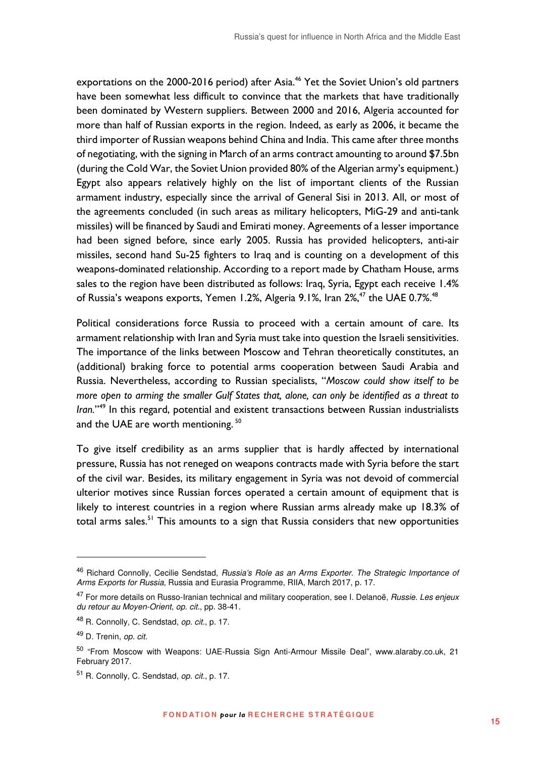exportations on the 2000-2016 period) after Asia.[46] Yet the Soviet Union's old partners have been somewhat less difficult to convince that the markets that have traditionally been dominated by Western suppliers. Between 2000 and 2016, Algeria accounted for more than half of Russian exports in the region. Indeed, as early as 2006, it became the third importer of Russian weapons behind China and India. This came after three months of negotiating, with the signing in March of an arms contract amounting to around $7.5bn (during the Cold War, the Soviet Union provided 80% of the Algerian army's equipment.) Egypt also appears relatively highly on the list of important clients of the Russian armament industry, especially since the arrival of General Sisi in 2013. All, or most of the agreements concluded (in such areas as military helicopters, MiG-29 and anti-tank missiles) will be financed by Saudi and Emirati money. Agreements of a lesser importance had been signed before, since early 2005. Russia has provided helicopters, anti-air missiles, second hand Su-25 fighters to Iraq and is counting on a development of this weapons-dominated relationship. According to a report made by Chatham House, arms sales to the region have been distributed as follows: Iraq, Syria, Egypt each receive 1.4% of Russia's weapons exports, Yemen 1.2%, Algeria 9.1%, Iran 2%,[47] the UAE 0.7%.[48]

Political considerations force Russia to proceed with a certain amount of care. Its armament relationship with Iran and Syria must take into question the Israeli sensitivities. The importance of the links between Moscow and Tehran theoretically constitutes, an (additional) braking force to potential arms cooperation between Saudi Arabia and Russia. Nevertheless, according to Russian specialists, "*Moscow could show itself to be more open to arming the smaller Gulf States that, alone, can only be identified as a threat to Iran.*"[49] In this regard, potential and existent transactions between Russian industrialists and the UAE are worth mentioning.[50]

To give itself credibility as an arms supplier that is hardly affected by international pressure, Russia has not reneged on weapons contracts made with Syria before the start of the civil war. Besides, its military engagement in Syria was not devoid of commercial ulterior motives since Russian forces operated a certain amount of equipment that is likely to interest countries in a region where Russian arms already make up 18.3% of total arms sales.[51] This amounts to a sign that Russia considers that new opportunities

---

[46] Richard Connolly, Cecilie Sendstad, *Russia's Role as an Arms Exporter. The Strategic Importance of Arms Exports for Russia*, Russia and Eurasia Programme, RIIA, March 2017, p. 17.

[47] For more details on Russo-Iranian technical and military cooperation, see I. Delanoë, *Russie. Les enjeux du retour au Moyen-Orient*, *op. cit.*, pp. 38-41.

[48] R. Connolly, C. Sendstad, *op. cit.*, p. 17.

[49] D. Trenin, *op. cit.*

[50] "From Moscow with Weapons: UAE-Russia Sign Anti-Armour Missile Deal", www.alaraby.co.uk, 21 February 2017.

[51] R. Connolly, C. Sendstad, *op. cit.*, p. 17.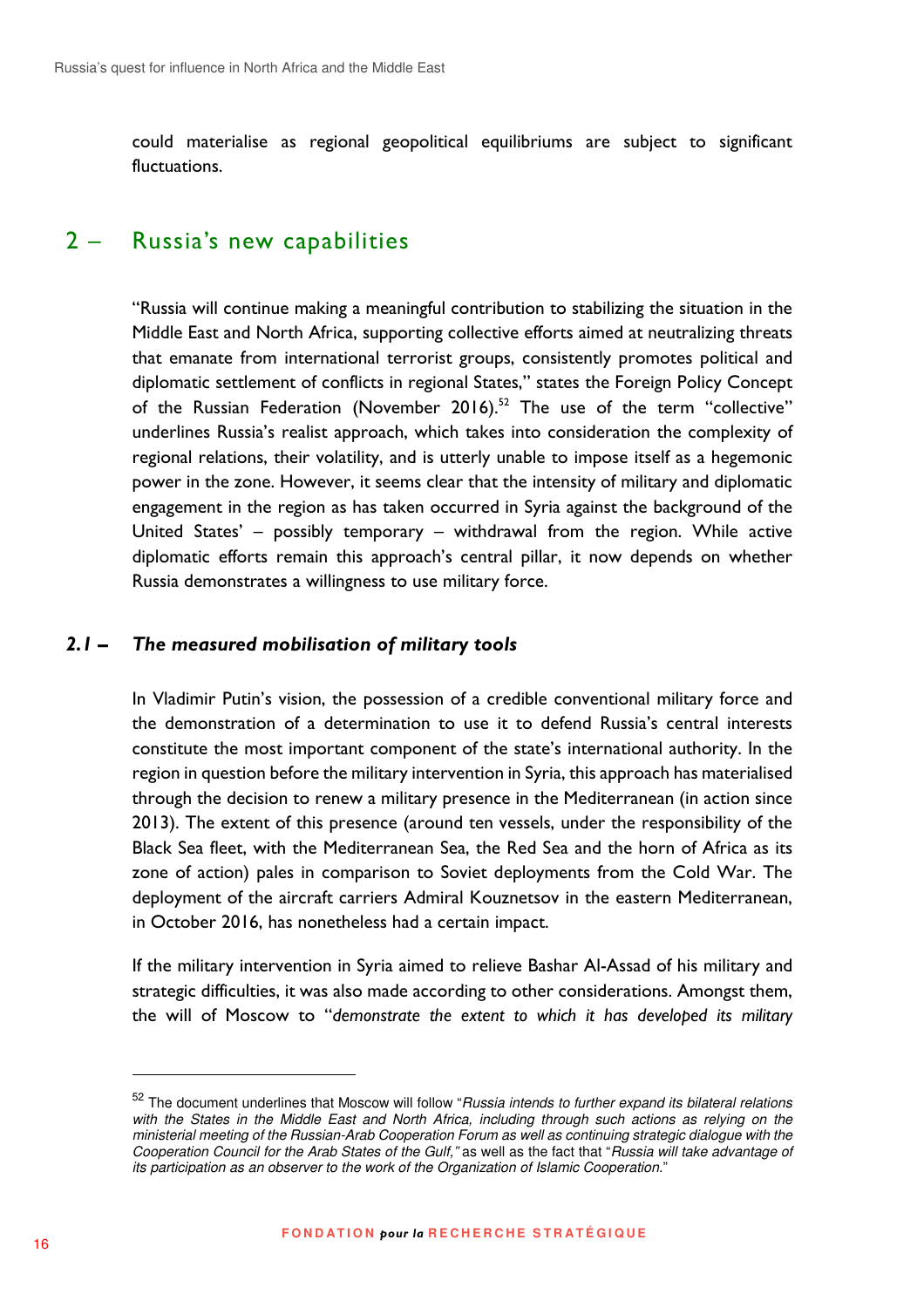could materialise as regional geopolitical equilibriums are subject to significant fluctuations.

## 2 – Russia's new capabilities

"Russia will continue making a meaningful contribution to stabilizing the situation in the Middle East and North Africa, supporting collective efforts aimed at neutralizing threats that emanate from international terrorist groups, consistently promotes political and diplomatic settlement of conflicts in regional States," states the Foreign Policy Concept of the Russian Federation (November 2016).[52] The use of the term "collective" underlines Russia's realist approach, which takes into consideration the complexity of regional relations, their volatility, and is utterly unable to impose itself as a hegemonic power in the zone. However, it seems clear that the intensity of military and diplomatic engagement in the region as has taken occurred in Syria against the background of the United States' – possibly temporary – withdrawal from the region. While active diplomatic efforts remain this approach's central pillar, it now depends on whether Russia demonstrates a willingness to use military force.

### *2.1 – The measured mobilisation of military tools*

In Vladimir Putin's vision, the possession of a credible conventional military force and the demonstration of a determination to use it to defend Russia's central interests constitute the most important component of the state's international authority. In the region in question before the military intervention in Syria, this approach has materialised through the decision to renew a military presence in the Mediterranean (in action since 2013). The extent of this presence (around ten vessels, under the responsibility of the Black Sea fleet, with the Mediterranean Sea, the Red Sea and the horn of Africa as its zone of action) pales in comparison to Soviet deployments from the Cold War. The deployment of the aircraft carriers Admiral Kouznetsov in the eastern Mediterranean, in October 2016, has nonetheless had a certain impact.

If the military intervention in Syria aimed to relieve Bashar Al-Assad of his military and strategic difficulties, it was also made according to other considerations. Amongst them, the will of Moscow to "*demonstrate the extent to which it has developed its military*

---

[52] The document underlines that Moscow will follow "*Russia intends to further expand its bilateral relations with the States in the Middle East and North Africa, including through such actions as relying on the ministerial meeting of the Russian-Arab Cooperation Forum as well as continuing strategic dialogue with the Cooperation Council for the Arab States of the Gulf,"* as well as the fact that "*Russia will take advantage of its participation as an observer to the work of the Organization of Islamic Cooperation.*"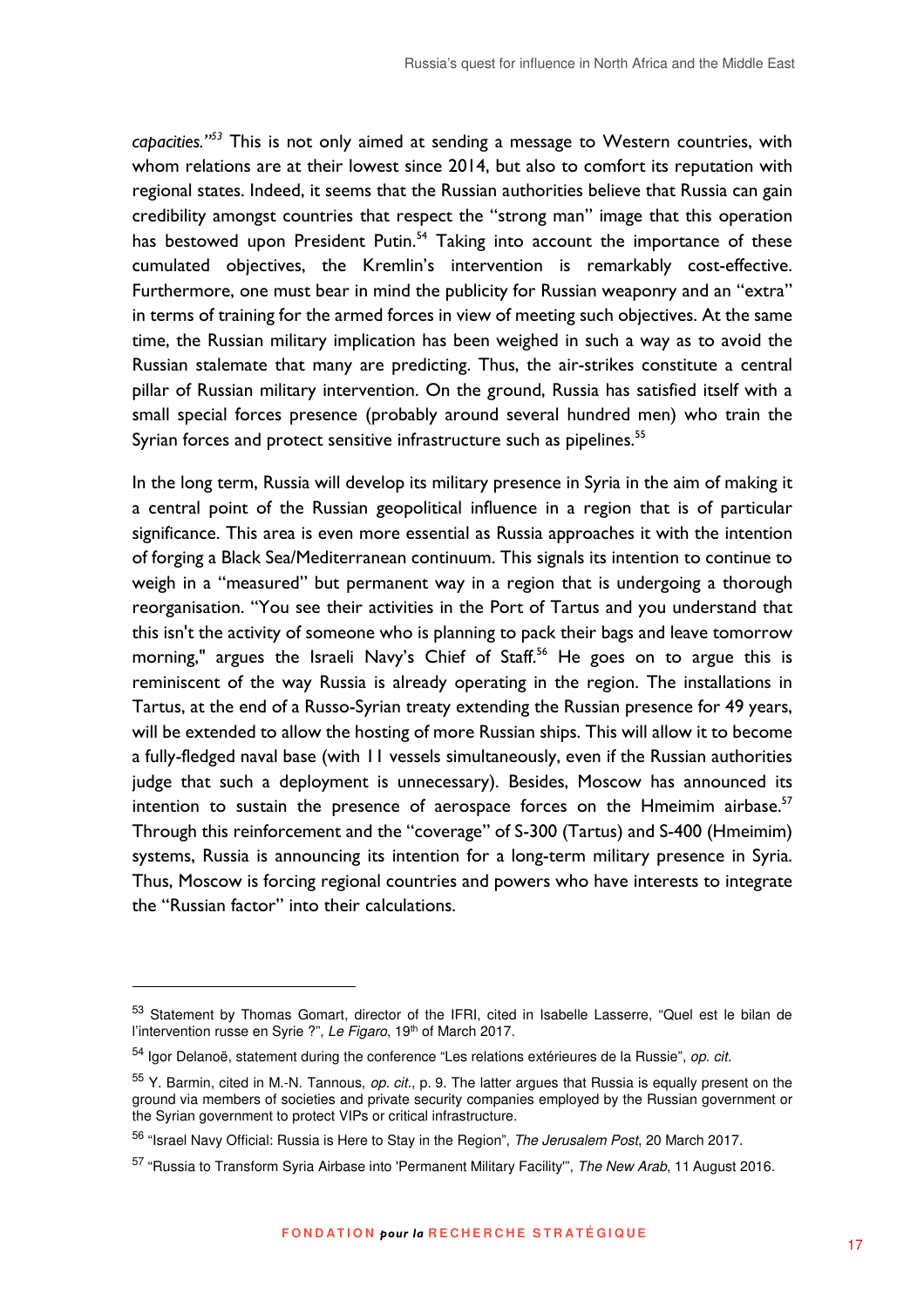*capacities."*[53] This is not only aimed at sending a message to Western countries, with whom relations are at their lowest since 2014, but also to comfort its reputation with regional states. Indeed, it seems that the Russian authorities believe that Russia can gain credibility amongst countries that respect the "strong man" image that this operation has bestowed upon President Putin.[54] Taking into account the importance of these cumulated objectives, the Kremlin's intervention is remarkably cost-effective. Furthermore, one must bear in mind the publicity for Russian weaponry and an "extra" in terms of training for the armed forces in view of meeting such objectives. At the same time, the Russian military implication has been weighed in such a way as to avoid the Russian stalemate that many are predicting. Thus, the air-strikes constitute a central pillar of Russian military intervention. On the ground, Russia has satisfied itself with a small special forces presence (probably around several hundred men) who train the Syrian forces and protect sensitive infrastructure such as pipelines.[55]

In the long term, Russia will develop its military presence in Syria in the aim of making it a central point of the Russian geopolitical influence in a region that is of particular significance. This area is even more essential as Russia approaches it with the intention of forging a Black Sea/Mediterranean continuum. This signals its intention to continue to weigh in a "measured" but permanent way in a region that is undergoing a thorough reorganisation. "You see their activities in the Port of Tartus and you understand that this isn't the activity of someone who is planning to pack their bags and leave tomorrow morning," argues the Israeli Navy's Chief of Staff.[56] He goes on to argue this is reminiscent of the way Russia is already operating in the region. The installations in Tartus, at the end of a Russo-Syrian treaty extending the Russian presence for 49 years, will be extended to allow the hosting of more Russian ships. This will allow it to become a fully-fledged naval base (with 11 vessels simultaneously, even if the Russian authorities judge that such a deployment is unnecessary). Besides, Moscow has announced its intention to sustain the presence of aerospace forces on the Hmeimim airbase.[57] Through this reinforcement and the "coverage" of S-300 (Tartus) and S-400 (Hmeimim) systems, Russia is announcing its intention for a long-term military presence in Syria. Thus, Moscow is forcing regional countries and powers who have interests to integrate the "Russian factor" into their calculations.

---

[53] Statement by Thomas Gomart, director of the IFRI, cited in Isabelle Lasserre, "Quel est le bilan de l'intervention russe en Syrie ?", *Le Figaro*, 19th of March 2017.

[54] Igor Delanoë, statement during the conference "Les relations extérieures de la Russie", *op. cit.*

[55] Y. Barmin, cited in M.-N. Tannous, *op. cit.*, p. 9. The latter argues that Russia is equally present on the ground via members of societies and private security companies employed by the Russian government or the Syrian government to protect VIPs or critical infrastructure.

[56] "Israel Navy Official: Russia is Here to Stay in the Region", *The Jerusalem Post*, 20 March 2017.

[57] "Russia to Transform Syria Airbase into 'Permanent Military Facility'", *The New Arab*, 11 August 2016.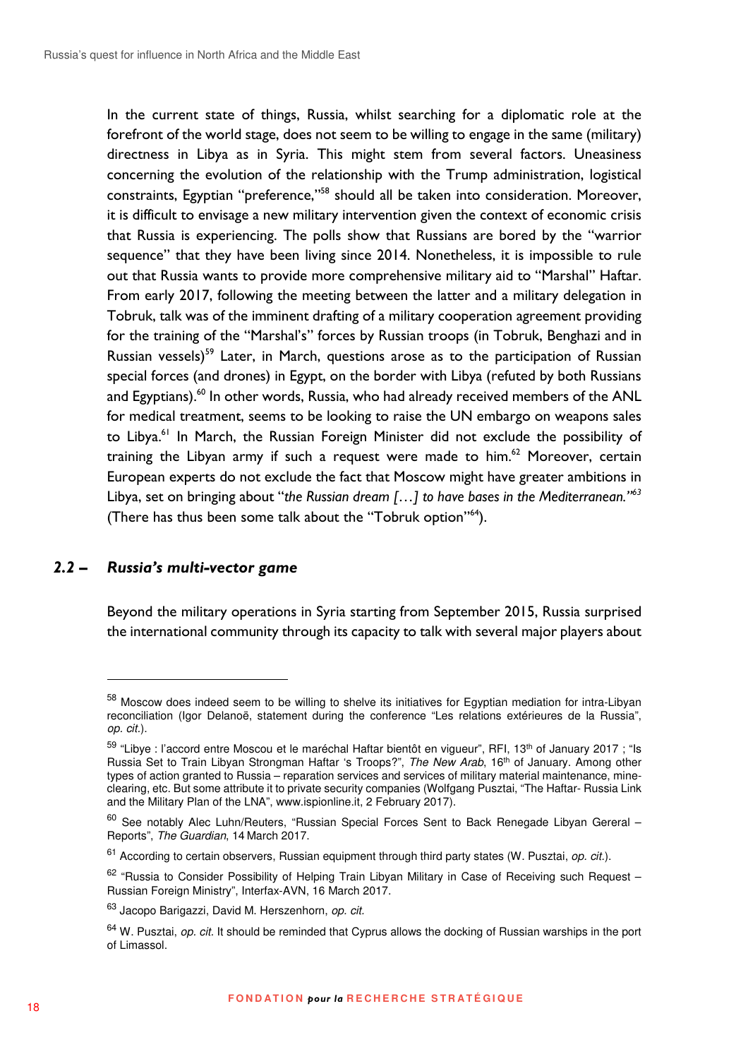In the current state of things, Russia, whilst searching for a diplomatic role at the forefront of the world stage, does not seem to be willing to engage in the same (military) directness in Libya as in Syria. This might stem from several factors. Uneasiness concerning the evolution of the relationship with the Trump administration, logistical constraints, Egyptian "preference,"[58] should all be taken into consideration. Moreover, it is difficult to envisage a new military intervention given the context of economic crisis that Russia is experiencing. The polls show that Russians are bored by the "warrior sequence" that they have been living since 2014. Nonetheless, it is impossible to rule out that Russia wants to provide more comprehensive military aid to "Marshal" Haftar. From early 2017, following the meeting between the latter and a military delegation in Tobruk, talk was of the imminent drafting of a military cooperation agreement providing for the training of the "Marshal's" forces by Russian troops (in Tobruk, Benghazi and in Russian vessels)[59] Later, in March, questions arose as to the participation of Russian special forces (and drones) in Egypt, on the border with Libya (refuted by both Russians and Egyptians).[60] In other words, Russia, who had already received members of the ANL for medical treatment, seems to be looking to raise the UN embargo on weapons sales to Libya.[61] In March, the Russian Foreign Minister did not exclude the possibility of training the Libyan army if such a request were made to him.[62] Moreover, certain European experts do not exclude the fact that Moscow might have greater ambitions in Libya, set on bringing about "*the Russian dream […] to have bases in the Mediterranean.*"[63] (There has thus been some talk about the "Tobruk option"[64]).

## 2.2 – *Russia's multi-vector game*

Beyond the military operations in Syria starting from September 2015, Russia surprised the international community through its capacity to talk with several major players about

---

[58] Moscow does indeed seem to be willing to shelve its initiatives for Egyptian mediation for intra-Libyan reconciliation (Igor Delanoë, statement during the conference "Les relations extérieures de la Russia", *op. cit.*).

[59] "Libye : l'accord entre Moscou et le maréchal Haftar bientôt en vigueur", RFI, 13th of January 2017 ; "Is Russia Set to Train Libyan Strongman Haftar 's Troops?", *The New Arab*, 16th of January. Among other types of action granted to Russia – reparation services and services of military material maintenance, mine-clearing, etc. But some attribute it to private security companies (Wolfgang Pusztai, "The Haftar- Russia Link and the Military Plan of the LNA", www.ispionline.it, 2 February 2017).

[60] See notably Alec Luhn/Reuters, "Russian Special Forces Sent to Back Renegade Libyan Gereral – Reports", *The Guardian*, 14 March 2017.

[61] According to certain observers, Russian equipment through third party states (W. Pusztai, *op. cit.*).

[62] "Russia to Consider Possibility of Helping Train Libyan Military in Case of Receiving such Request – Russian Foreign Ministry", Interfax-AVN, 16 March 2017.

[63] Jacopo Barigazzi, David M. Herszenhorn, *op. cit.*

[64] W. Puszta﻿i, *op. cit.* It should be reminded that Cyprus allows the docking of Russian warships in the port of Limassol.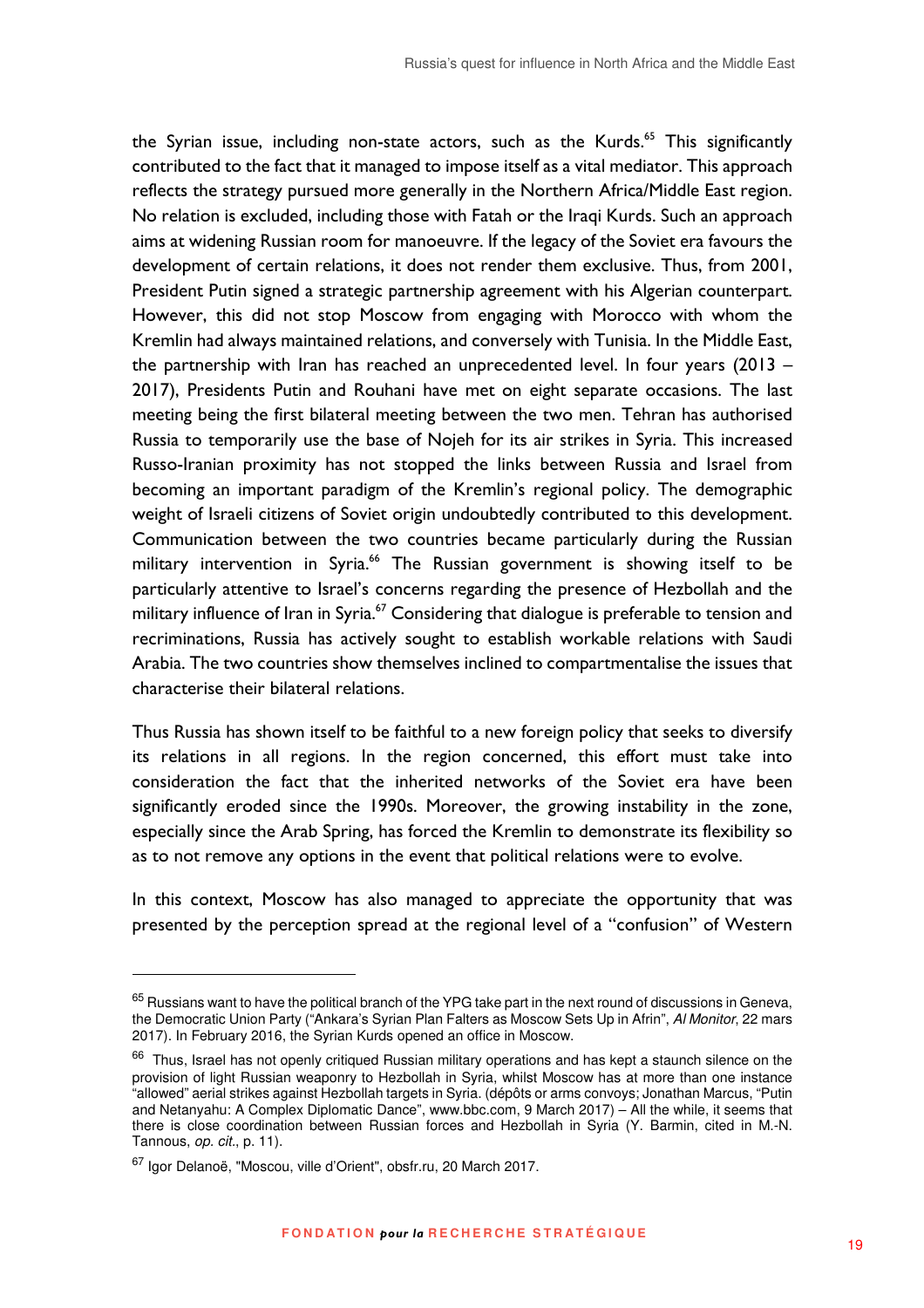the Syrian issue, including non-state actors, such as the Kurds.[65] This significantly contributed to the fact that it managed to impose itself as a vital mediator. This approach reflects the strategy pursued more generally in the Northern Africa/Middle East region. No relation is excluded, including those with Fatah or the Iraqi Kurds. Such an approach aims at widening Russian room for manoeuvre. If the legacy of the Soviet era favours the development of certain relations, it does not render them exclusive. Thus, from 2001, President Putin signed a strategic partnership agreement with his Algerian counterpart. However, this did not stop Moscow from engaging with Morocco with whom the Kremlin had always maintained relations, and conversely with Tunisia. In the Middle East, the partnership with Iran has reached an unprecedented level. In four years (2013 – 2017), Presidents Putin and Rouhani have met on eight separate occasions. The last meeting being the first bilateral meeting between the two men. Tehran has authorised Russia to temporarily use the base of Nojeh for its air strikes in Syria. This increased Russo-Iranian proximity has not stopped the links between Russia and Israel from becoming an important paradigm of the Kremlin's regional policy. The demographic weight of Israeli citizens of Soviet origin undoubtedly contributed to this development. Communication between the two countries became particularly during the Russian military intervention in Syria.[66] The Russian government is showing itself to be particularly attentive to Israel's concerns regarding the presence of Hezbollah and the military influence of Iran in Syria.[67] Considering that dialogue is preferable to tension and recriminations, Russia has actively sought to establish workable relations with Saudi Arabia. The two countries show themselves inclined to compartmentalise the issues that characterise their bilateral relations.

Thus Russia has shown itself to be faithful to a new foreign policy that seeks to diversify its relations in all regions. In the region concerned, this effort must take into consideration the fact that the inherited networks of the Soviet era have been significantly eroded since the 1990s. Moreover, the growing instability in the zone, especially since the Arab Spring, has forced the Kremlin to demonstrate its flexibility so as to not remove any options in the event that political relations were to evolve.

In this context, Moscow has also managed to appreciate the opportunity that was presented by the perception spread at the regional level of a "confusion" of Western

---

[65] Russians want to have the political branch of the YPG take part in the next round of discussions in Geneva, the Democratic Union Party ("Ankara's Syrian Plan Falters as Moscow Sets Up in Afrin", *Al Monitor*, 22 mars 2017). In February 2016, the Syrian Kurds opened an office in Moscow.

[66] Thus, Israel has not openly critiqued Russian military operations and has kept a staunch silence on the provision of light Russian weaponry to Hezbollah in Syria, whilst Moscow has at more than one instance "allowed" aerial strikes against Hezbollah targets in Syria. (dépôts or arms convoys; Jonathan Marcus, "Putin and Netanyahu: A Complex Diplomatic Dance", www.bbc.com, 9 March 2017) – All the while, it seems that there is close coordination between Russian forces and Hezbollah in Syria (Y. Barmin, cited in M.-N. Tannous, *op. cit.*, p. 11).

[67] Igor Delanoë, "Moscou, ville d'Orient", obsfr.ru, 20 March 2017.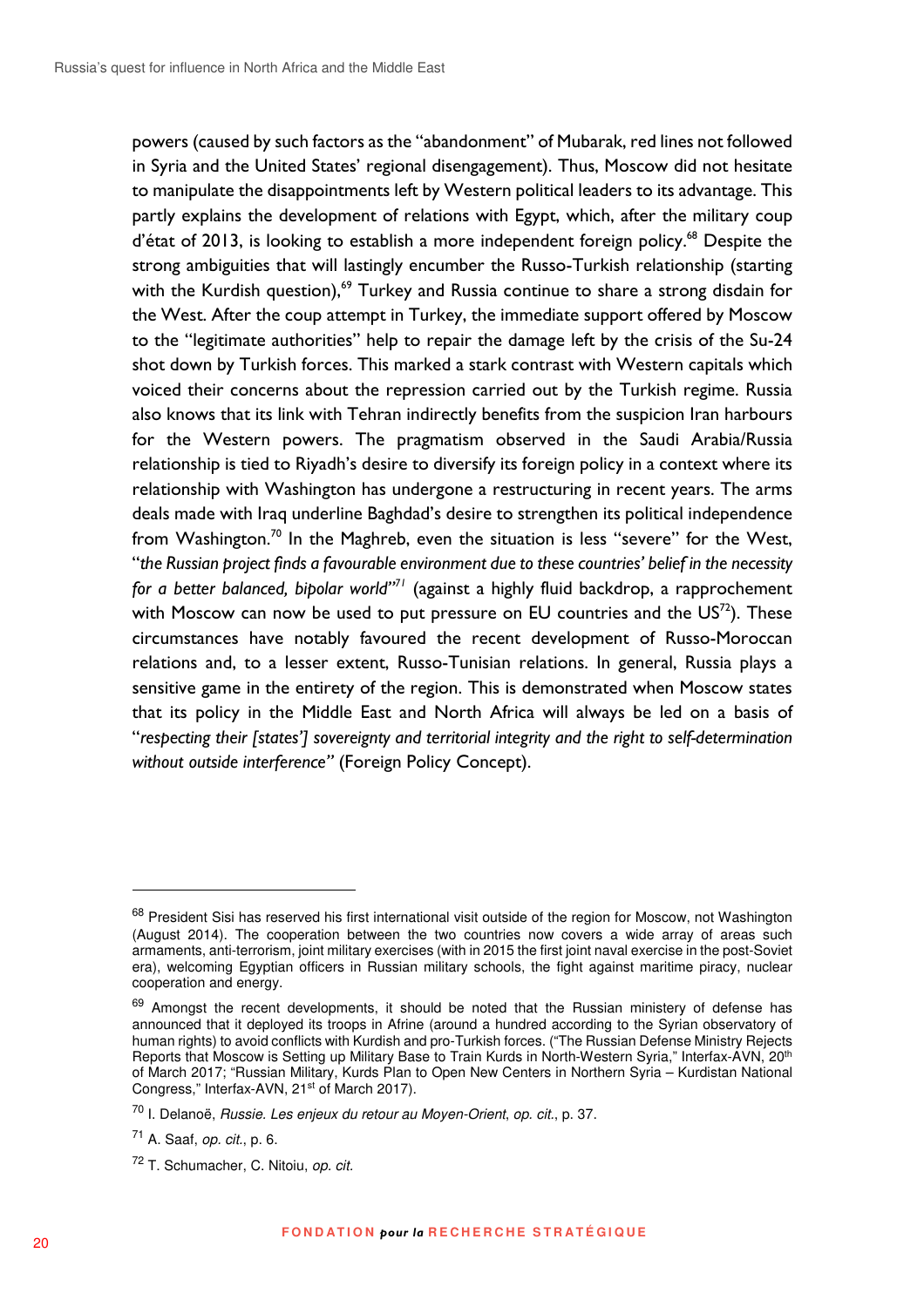powers (caused by such factors as the "abandonment" of Mubarak, red lines not followed in Syria and the United States' regional disengagement). Thus, Moscow did not hesitate to manipulate the disappointments left by Western political leaders to its advantage. This partly explains the development of relations with Egypt, which, after the military coup d'état of 2013, is looking to establish a more independent foreign policy.[68] Despite the strong ambiguities that will lastingly encumber the Russo-Turkish relationship (starting with the Kurdish question),[69] Turkey and Russia continue to share a strong disdain for the West. After the coup attempt in Turkey, the immediate support offered by Moscow to the "legitimate authorities" help to repair the damage left by the crisis of the Su-24 shot down by Turkish forces. This marked a stark contrast with Western capitals which voiced their concerns about the repression carried out by the Turkish regime. Russia also knows that its link with Tehran indirectly benefits from the suspicion Iran harbours for the Western powers. The pragmatism observed in the Saudi Arabia/Russia relationship is tied to Riyadh's desire to diversify its foreign policy in a context where its relationship with Washington has undergone a restructuring in recent years. The arms deals made with Iraq underline Baghdad's desire to strengthen its political independence from Washington.[70] In the Maghreb, even the situation is less "severe" for the West, "*the Russian project finds a favourable environment due to these countries' belief in the necessity for a better balanced, bipolar world*"[71] (against a highly fluid backdrop, a rapprochement with Moscow can now be used to put pressure on EU countries and the US[72]). These circumstances have notably favoured the recent development of Russo-Moroccan relations and, to a lesser extent, Russo-Tunisian relations. In general, Russia plays a sensitive game in the entirety of the region. This is demonstrated when Moscow states that its policy in the Middle East and North Africa will always be led on a basis of "*respecting their [states'] sovereignty and territorial integrity and the right to self-determination without outside interference*" (Foreign Policy Concept).

---

[68] President Sisi has reserved his first international visit outside of the region for Moscow, not Washington (August 2014). The cooperation between the two countries now covers a wide array of areas such armaments, anti-terrorism, joint military exercises (with in 2015 the first joint naval exercise in the post-Soviet era), welcoming Egyptian officers in Russian military schools, the fight against maritime piracy, nuclear cooperation and energy.

[69] Amongst the recent developments, it should be noted that the Russian ministery of defense has announced that it deployed its troops in Afrine (around a hundred according to the Syrian observatory of human rights) to avoid conflicts with Kurdish and pro-Turkish forces. ("The Russian Defense Ministry Rejects Reports that Moscow is Setting up Military Base to Train Kurds in North-Western Syria," Interfax-AVN, 20th of March 2017; "Russian Military, Kurds Plan to Open New Centers in Northern Syria – Kurdistan National Congress," Interfax-AVN, 21st of March 2017).

[70] I. Delanoë, *Russie. Les enjeux du retour au Moyen-Orient*, *op. cit.*, p. 37.

[71] A. Saaf, *op. cit.*, p. 6.

[72] T. Schumacher, C. Nitoiu, *op. cit.*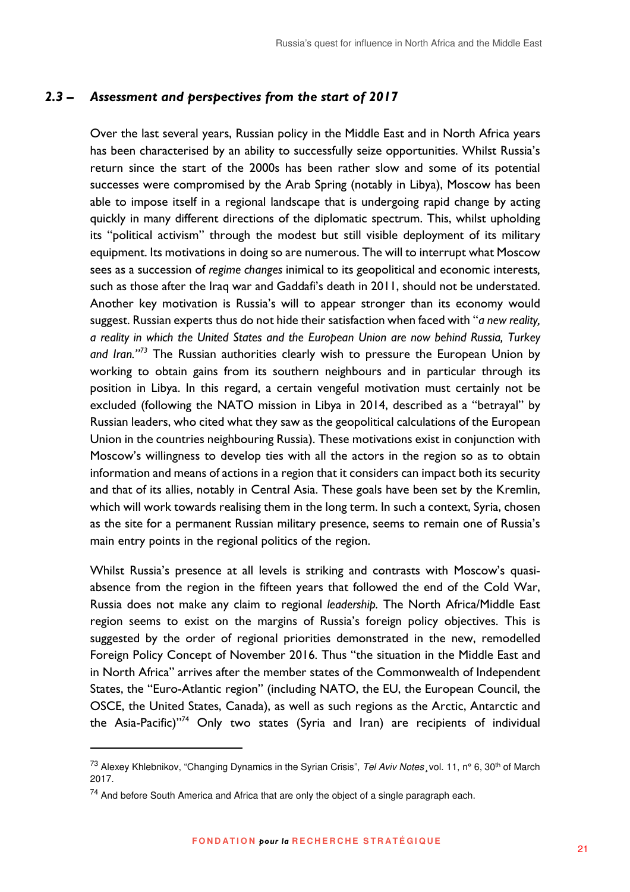### 2.3 – Assessment and perspectives from the start of 2017

Over the last several years, Russian policy in the Middle East and in North Africa years has been characterised by an ability to successfully seize opportunities. Whilst Russia's return since the start of the 2000s has been rather slow and some of its potential successes were compromised by the Arab Spring (notably in Libya), Moscow has been able to impose itself in a regional landscape that is undergoing rapid change by acting quickly in many different directions of the diplomatic spectrum. This, whilst upholding its "political activism" through the modest but still visible deployment of its military equipment. Its motivations in doing so are numerous. The will to interrupt what Moscow sees as a succession of *regime changes* inimical to its geopolitical and economic interests, such as those after the Iraq war and Gaddafi's death in 2011, should not be understated. Another key motivation is Russia's will to appear stronger than its economy would suggest. Russian experts thus do not hide their satisfaction when faced with "*a new reality, a reality in which the United States and the European Union are now behind Russia, Turkey and Iran.*"[73] The Russian authorities clearly wish to pressure the European Union by working to obtain gains from its southern neighbours and in particular through its position in Libya. In this regard, a certain vengeful motivation must certainly not be excluded (following the NATO mission in Libya in 2014, described as a "betrayal" by Russian leaders, who cited what they saw as the geopolitical calculations of the European Union in the countries neighbouring Russia). These motivations exist in conjunction with Moscow's willingness to develop ties with all the actors in the region so as to obtain information and means of actions in a region that it considers can impact both its security and that of its allies, notably in Central Asia. These goals have been set by the Kremlin, which will work towards realising them in the long term. In such a context, Syria, chosen as the site for a permanent Russian military presence, seems to remain one of Russia's main entry points in the regional politics of the region.

Whilst Russia's presence at all levels is striking and contrasts with Moscow's quasi-absence from the region in the fifteen years that followed the end of the Cold War, Russia does not make any claim to regional *leadership*. The North Africa/Middle East region seems to exist on the margins of Russia's foreign policy objectives. This is suggested by the order of regional priorities demonstrated in the new, remodelled Foreign Policy Concept of November 2016. Thus "the situation in the Middle East and in North Africa" arrives after the member states of the Commonwealth of Independent States, the "Euro-Atlantic region" (including NATO, the EU, the European Council, the OSCE, the United States, Canada), as well as such regions as the Arctic, Antarctic and the Asia-Pacific)"[74] Only two states (Syria and Iran) are recipients of individual

---

[73] Alexey Khlebnikov, "Changing Dynamics in the Syrian Crisis", *Tel Aviv Notes*¸ vol. 11, n° 6, 30th of March 2017.

[74] And before South America and Africa that are only the object of a single paragraph each.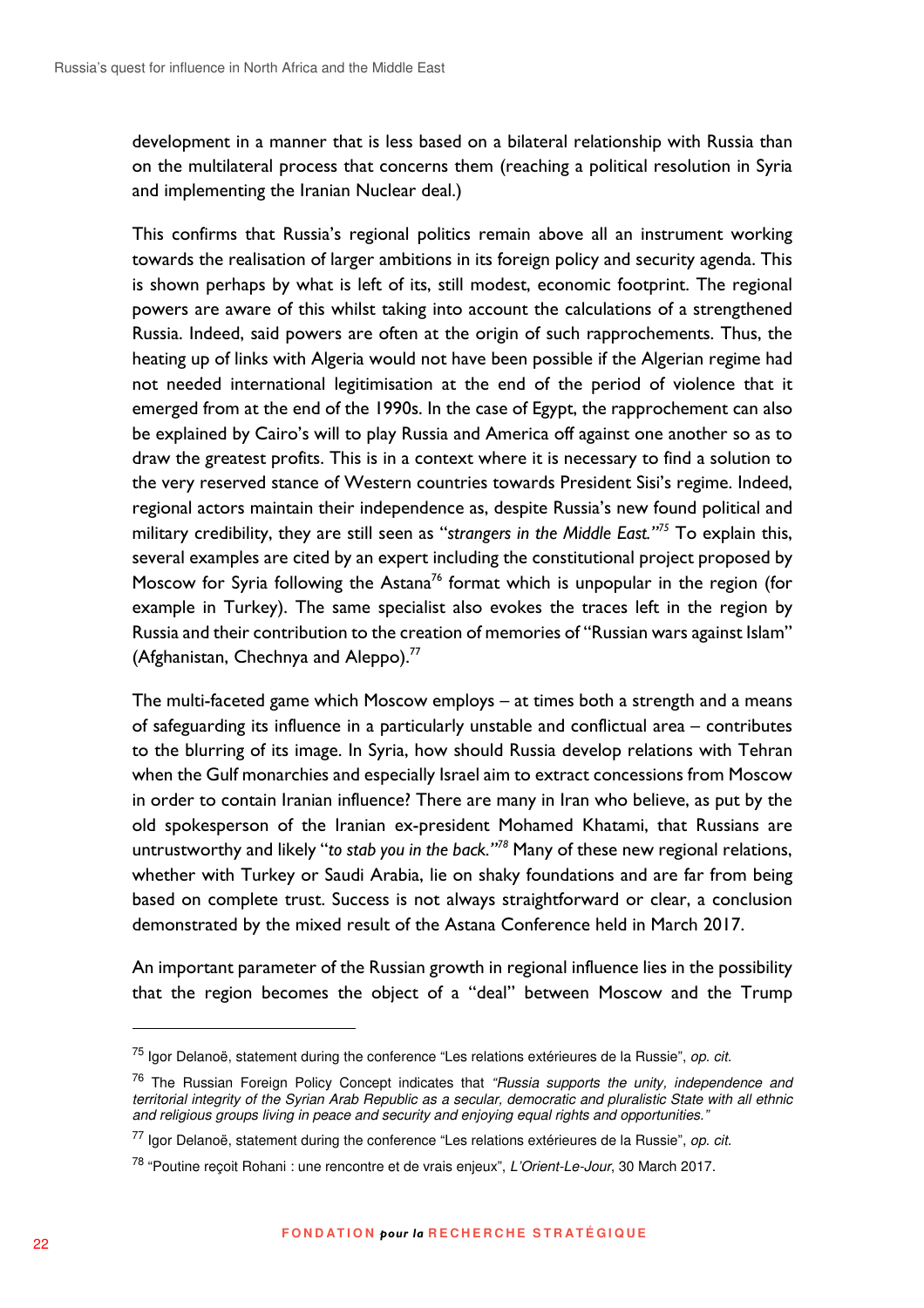development in a manner that is less based on a bilateral relationship with Russia than on the multilateral process that concerns them (reaching a political resolution in Syria and implementing the Iranian Nuclear deal.)

This confirms that Russia's regional politics remain above all an instrument working towards the realisation of larger ambitions in its foreign policy and security agenda. This is shown perhaps by what is left of its, still modest, economic footprint. The regional powers are aware of this whilst taking into account the calculations of a strengthened Russia. Indeed, said powers are often at the origin of such rapprochements. Thus, the heating up of links with Algeria would not have been possible if the Algerian regime had not needed international legitimisation at the end of the period of violence that it emerged from at the end of the 1990s. In the case of Egypt, the rapprochement can also be explained by Cairo's will to play Russia and America off against one another so as to draw the greatest profits. This is in a context where it is necessary to find a solution to the very reserved stance of Western countries towards President Sisi's regime. Indeed, regional actors maintain their independence as, despite Russia's new found political and military credibility, they are still seen as "*strangers in the Middle East.*"[75] To explain this, several examples are cited by an expert including the constitutional project proposed by Moscow for Syria following the Astana[76] format which is unpopular in the region (for example in Turkey). The same specialist also evokes the traces left in the region by Russia and their contribution to the creation of memories of "Russian wars against Islam" (Afghanistan, Chechnya and Aleppo).[77]

The multi-faceted game which Moscow employs – at times both a strength and a means of safeguarding its influence in a particularly unstable and conflictual area – contributes to the blurring of its image. In Syria, how should Russia develop relations with Tehran when the Gulf monarchies and especially Israel aim to extract concessions from Moscow in order to contain Iranian influence? There are many in Iran who believe, as put by the old spokesperson of the Iranian ex-president Mohamed Khatami, that Russians are untrustworthy and likely "*to stab you in the back.*"[78] Many of these new regional relations, whether with Turkey or Saudi Arabia, lie on shaky foundations and are far from being based on complete trust. Success is not always straightforward or clear, a conclusion demonstrated by the mixed result of the Astana Conference held in March 2017.

An important parameter of the Russian growth in regional influence lies in the possibility that the region becomes the object of a "deal" between Moscow and the Trump

---

[75] Igor Delanoë, statement during the conference "Les relations extérieures de la Russie", *op. cit.*

[76] The Russian Foreign Policy Concept indicates that *"Russia supports the unity, independence and territorial integrity of the Syrian Arab Republic as a secular, democratic and pluralistic State with all ethnic and religious groups living in peace and security and enjoying equal rights and opportunities."*

[77] Igor Delanoë, statement during the conference "Les relations extérieures de la Russie", *op. cit.*

[78] "Poutine reçoit Rohani : une rencontre et de vrais enjeux", *L'Orient-Le-Jour*, 30 March 2017.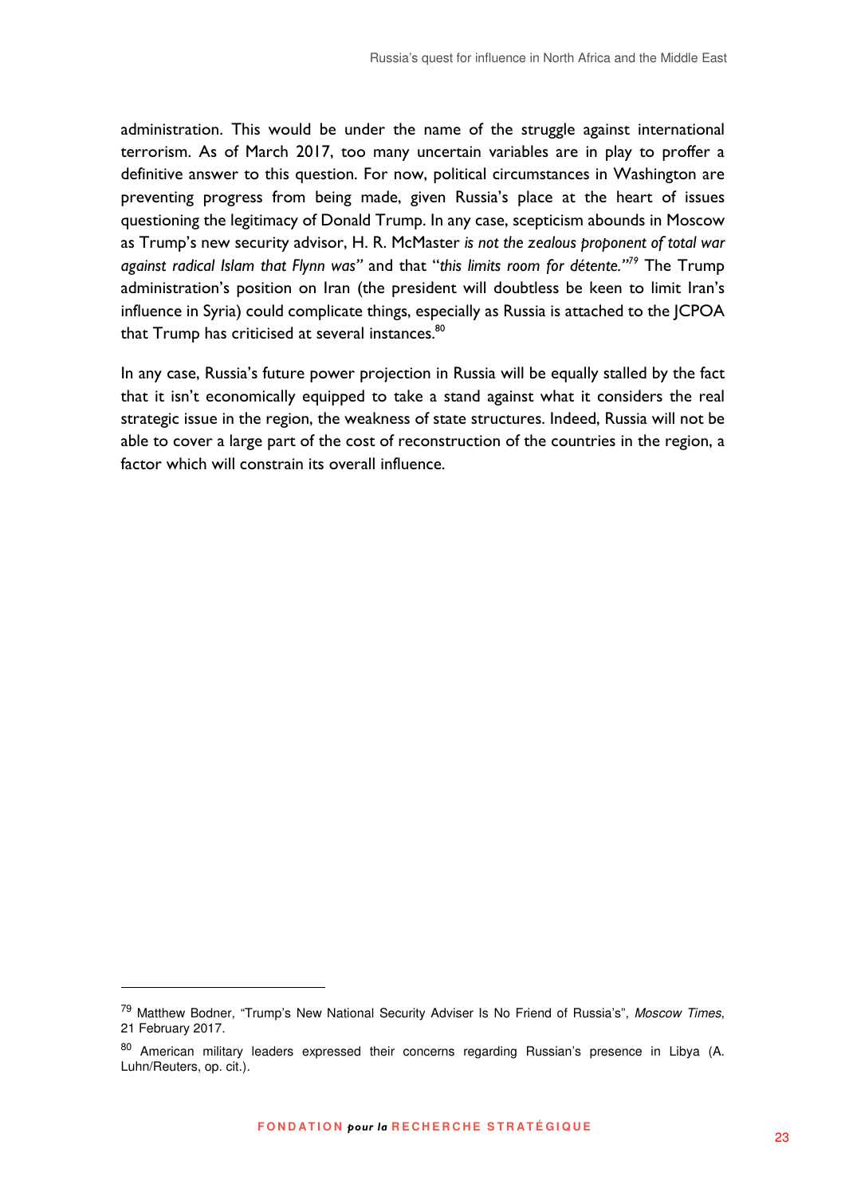administration. This would be under the name of the struggle against international terrorism. As of March 2017, too many uncertain variables are in play to proffer a definitive answer to this question. For now, political circumstances in Washington are preventing progress from being made, given Russia's place at the heart of issues questioning the legitimacy of Donald Trump. In any case, scepticism abounds in Moscow as Trump's new security advisor, H. R. McMaster *is not the zealous proponent of total war against radical Islam that Flynn was"* and that "*this limits room for détente."*[79] The Trump administration's position on Iran (the president will doubtless be keen to limit Iran's influence in Syria) could complicate things, especially as Russia is attached to the JCPOA that Trump has criticised at several instances.[80]

In any case, Russia's future power projection in Russia will be equally stalled by the fact that it isn't economically equipped to take a stand against what it considers the real strategic issue in the region, the weakness of state structures. Indeed, Russia will not be able to cover a large part of the cost of reconstruction of the countries in the region, a factor which will constrain its overall influence.

---

[79] Matthew Bodner, "Trump's New National Security Adviser Is No Friend of Russia's", *Moscow Times*, 21 February 2017.

[80] American military leaders expressed their concerns regarding Russian's presence in Libya (A. Luhn/Reuters, op. cit.).